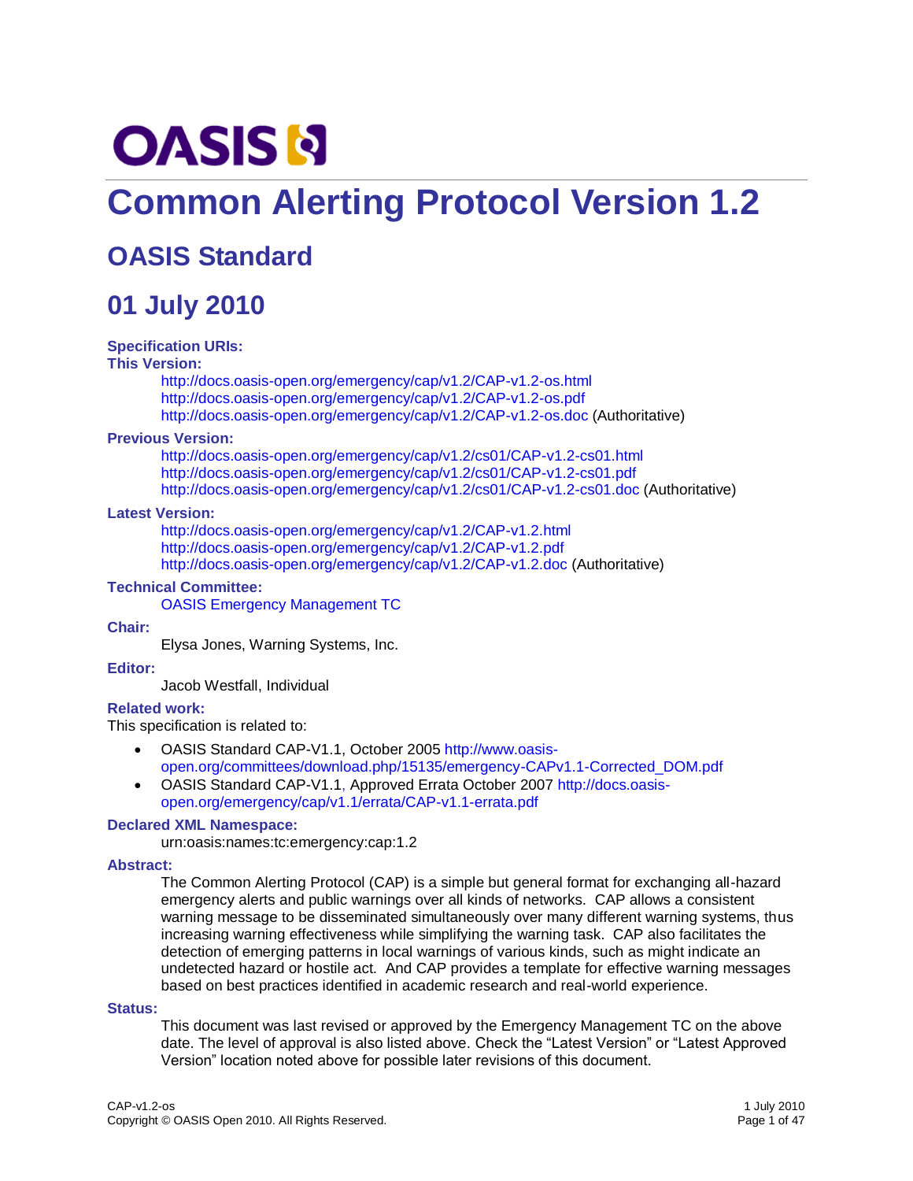OASIS

# Common Alerting Protocol Version 1.2

## OASIS Standard

## 01 July 2010

**Specification URIs:**

**This Version:**

http://docs.oasis-open.org/emergency/cap/v1.2/CAP-v1.2-os.html
http://docs.oasis-open.org/emergency/cap/v1.2/CAP-v1.2-os.pdf
http://docs.oasis-open.org/emergency/cap/v1.2/CAP-v1.2-os.doc (Authoritative)

**Previous Version:**

http://docs.oasis-open.org/emergency/cap/v1.2/cs01/CAP-v1.2-cs01.html
http://docs.oasis-open.org/emergency/cap/v1.2/cs01/CAP-v1.2-cs01.pdf
http://docs.oasis-open.org/emergency/cap/v1.2/cs01/CAP-v1.2-cs01.doc (Authoritative)

**Latest Version:**

http://docs.oasis-open.org/emergency/cap/v1.2/CAP-v1.2.html
http://docs.oasis-open.org/emergency/cap/v1.2/CAP-v1.2.pdf
http://docs.oasis-open.org/emergency/cap/v1.2/CAP-v1.2.doc (Authoritative)

**Technical Committee:**

OASIS Emergency Management TC

**Chair:**

Elysa Jones, Warning Systems, Inc.

**Editor:**

Jacob Westfall, Individual

**Related work:**

This specification is related to:

- OASIS Standard CAP-V1.1, October 2005 http://www.oasis-open.org/committees/download.php/15135/emergency-CAPv1.1-Corrected_DOM.pdf
- OASIS Standard CAP-V1.1, Approved Errata October 2007 http://docs.oasis-open.org/emergency/cap/v1.1/errata/CAP-v1.1-errata.pdf

**Declared XML Namespace:**

urn:oasis:names:tc:emergency:cap:1.2

**Abstract:**

The Common Alerting Protocol (CAP) is a simple but general format for exchanging all-hazard emergency alerts and public warnings over all kinds of networks. CAP allows a consistent warning message to be disseminated simultaneously over many different warning systems, thus increasing warning effectiveness while simplifying the warning task. CAP also facilitates the detection of emerging patterns in local warnings of various kinds, such as might indicate an undetected hazard or hostile act. And CAP provides a template for effective warning messages based on best practices identified in academic research and real-world experience.

**Status:**

This document was last revised or approved by the Emergency Management TC on the above date. The level of approval is also listed above. Check the "Latest Version" or "Latest Approved Version" location noted above for possible later revisions of this document.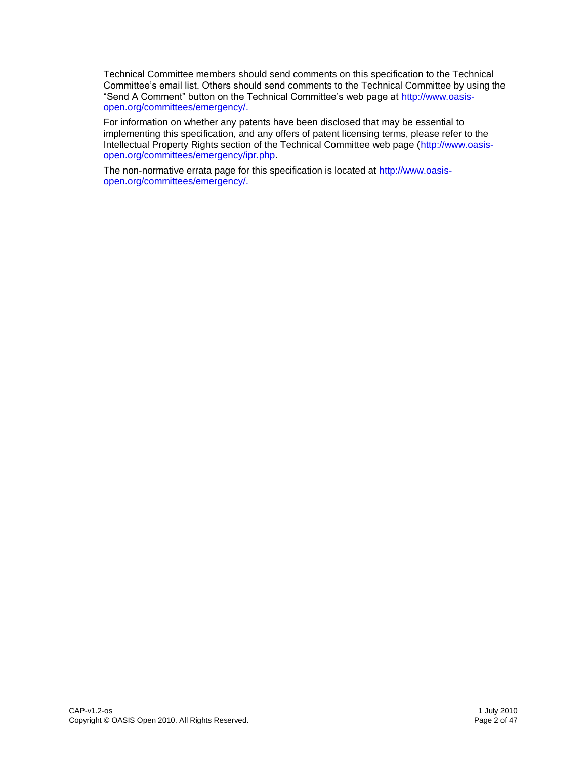Technical Committee members should send comments on this specification to the Technical Committee's email list. Others should send comments to the Technical Committee by using the "Send A Comment" button on the Technical Committee's web page at http://www.oasis-open.org/committees/emergency/.

For information on whether any patents have been disclosed that may be essential to implementing this specification, and any offers of patent licensing terms, please refer to the Intellectual Property Rights section of the Technical Committee web page (http://www.oasis-open.org/committees/emergency/ipr.php.

The non-normative errata page for this specification is located at http://www.oasis-open.org/committees/emergency/.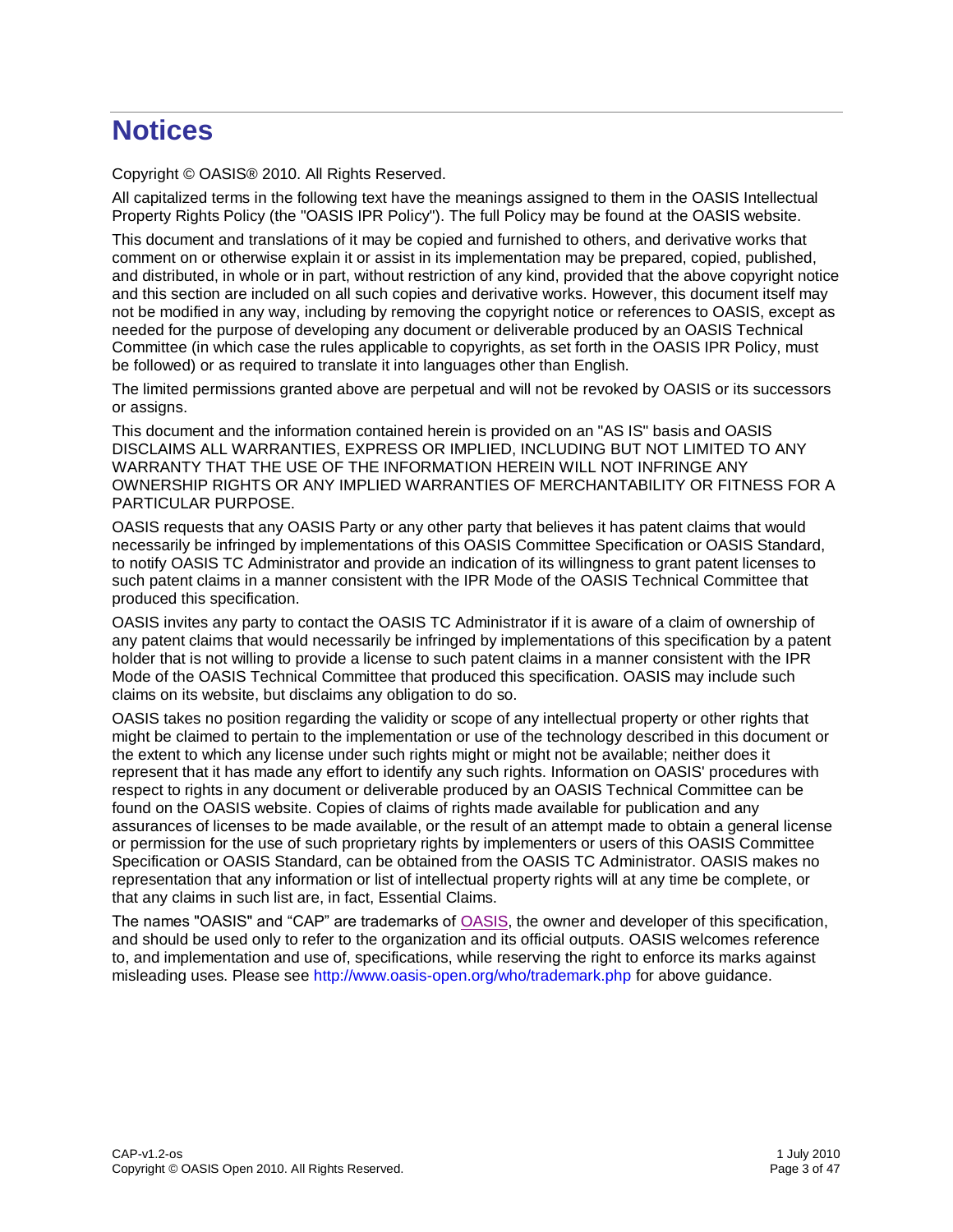# Notices

Copyright © OASIS® 2010. All Rights Reserved.

All capitalized terms in the following text have the meanings assigned to them in the OASIS Intellectual Property Rights Policy (the "OASIS IPR Policy"). The full Policy may be found at the OASIS website.

This document and translations of it may be copied and furnished to others, and derivative works that comment on or otherwise explain it or assist in its implementation may be prepared, copied, published, and distributed, in whole or in part, without restriction of any kind, provided that the above copyright notice and this section are included on all such copies and derivative works. However, this document itself may not be modified in any way, including by removing the copyright notice or references to OASIS, except as needed for the purpose of developing any document or deliverable produced by an OASIS Technical Committee (in which case the rules applicable to copyrights, as set forth in the OASIS IPR Policy, must be followed) or as required to translate it into languages other than English.

The limited permissions granted above are perpetual and will not be revoked by OASIS or its successors or assigns.

This document and the information contained herein is provided on an "AS IS" basis and OASIS DISCLAIMS ALL WARRANTIES, EXPRESS OR IMPLIED, INCLUDING BUT NOT LIMITED TO ANY WARRANTY THAT THE USE OF THE INFORMATION HEREIN WILL NOT INFRINGE ANY OWNERSHIP RIGHTS OR ANY IMPLIED WARRANTIES OF MERCHANTABILITY OR FITNESS FOR A PARTICULAR PURPOSE.

OASIS requests that any OASIS Party or any other party that believes it has patent claims that would necessarily be infringed by implementations of this OASIS Committee Specification or OASIS Standard, to notify OASIS TC Administrator and provide an indication of its willingness to grant patent licenses to such patent claims in a manner consistent with the IPR Mode of the OASIS Technical Committee that produced this specification.

OASIS invites any party to contact the OASIS TC Administrator if it is aware of a claim of ownership of any patent claims that would necessarily be infringed by implementations of this specification by a patent holder that is not willing to provide a license to such patent claims in a manner consistent with the IPR Mode of the OASIS Technical Committee that produced this specification. OASIS may include such claims on its website, but disclaims any obligation to do so.

OASIS takes no position regarding the validity or scope of any intellectual property or other rights that might be claimed to pertain to the implementation or use of the technology described in this document or the extent to which any license under such rights might or might not be available; neither does it represent that it has made any effort to identify any such rights. Information on OASIS' procedures with respect to rights in any document or deliverable produced by an OASIS Technical Committee can be found on the OASIS website. Copies of claims of rights made available for publication and any assurances of licenses to be made available, or the result of an attempt made to obtain a general license or permission for the use of such proprietary rights by implementers or users of this OASIS Committee Specification or OASIS Standard, can be obtained from the OASIS TC Administrator. OASIS makes no representation that any information or list of intellectual property rights will at any time be complete, or that any claims in such list are, in fact, Essential Claims.

The names "OASIS" and “CAP” are trademarks of OASIS, the owner and developer of this specification, and should be used only to refer to the organization and its official outputs. OASIS welcomes reference to, and implementation and use of, specifications, while reserving the right to enforce its marks against misleading uses. Please see http://www.oasis-open.org/who/trademark.php for above guidance.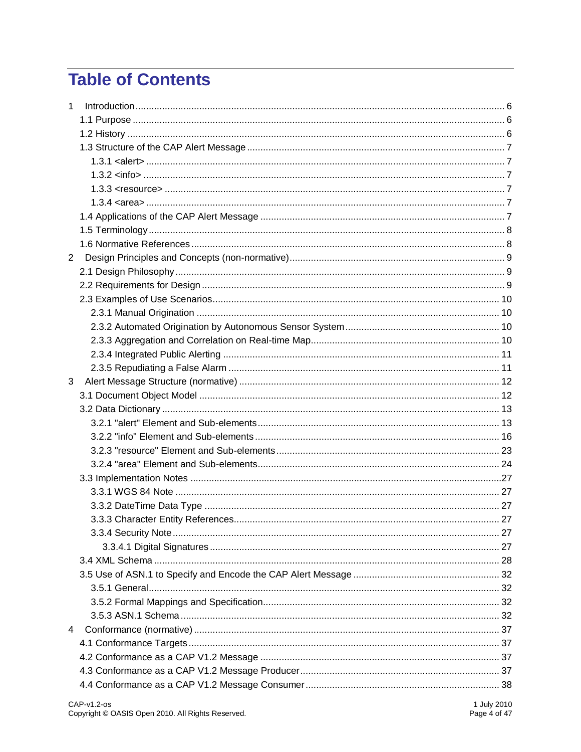# Table of Contents

1 Introduction ........ 6
- 1.1 Purpose ........ 6
- 1.2 History ........ 6
- 1.3 Structure of the CAP Alert Message ........ 7
  - 1.3.1 <alert> ........ 7
  - 1.3.2 <info> ........ 7
  - 1.3.3 <resource> ........ 7
  - 1.3.4 <area> ........ 7
- 1.4 Applications of the CAP Alert Message ........ 7
- 1.5 Terminology ........ 8
- 1.6 Normative References ........ 8

2 Design Principles and Concepts (non-normative) ........ 9
- 2.1 Design Philosophy ........ 9
- 2.2 Requirements for Design ........ 9
- 2.3 Examples of Use Scenarios ........ 10
  - 2.3.1 Manual Origination ........ 10
  - 2.3.2 Automated Origination by Autonomous Sensor System ........ 10
  - 2.3.3 Aggregation and Correlation on Real-time Map ........ 10
  - 2.3.4 Integrated Public Alerting ........ 11
  - 2.3.5 Repudiating a False Alarm ........ 11

3 Alert Message Structure (normative) ........ 12
- 3.1 Document Object Model ........ 12
- 3.2 Data Dictionary ........ 13
  - 3.2.1 "alert" Element and Sub-elements ........ 13
  - 3.2.2 "info" Element and Sub-elements ........ 16
  - 3.2.3 "resource" Element and Sub-elements ........ 23
  - 3.2.4 "area" Element and Sub-elements ........ 24
- 3.3 Implementation Notes ........ 27
  - 3.3.1 WGS 84 Note ........ 27
  - 3.3.2 DateTime Data Type ........ 27
  - 3.3.3 Character Entity References ........ 27
  - 3.3.4 Security Note ........ 27
    - 3.3.4.1 Digital Signatures ........ 27
- 3.4 XML Schema ........ 28
- 3.5 Use of ASN.1 to Specify and Encode the CAP Alert Message ........ 32
  - 3.5.1 General ........ 32
  - 3.5.2 Formal Mappings and Specification ........ 32
  - 3.5.3 ASN.1 Schema ........ 32

4 Conformance (normative) ........ 37
- 4.1 Conformance Targets ........ 37
- 4.2 Conformance as a CAP V1.2 Message ........ 37
- 4.3 Conformance as a CAP V1.2 Message Producer ........ 37
- 4.4 Conformance as a CAP V1.2 Message Consumer ........ 38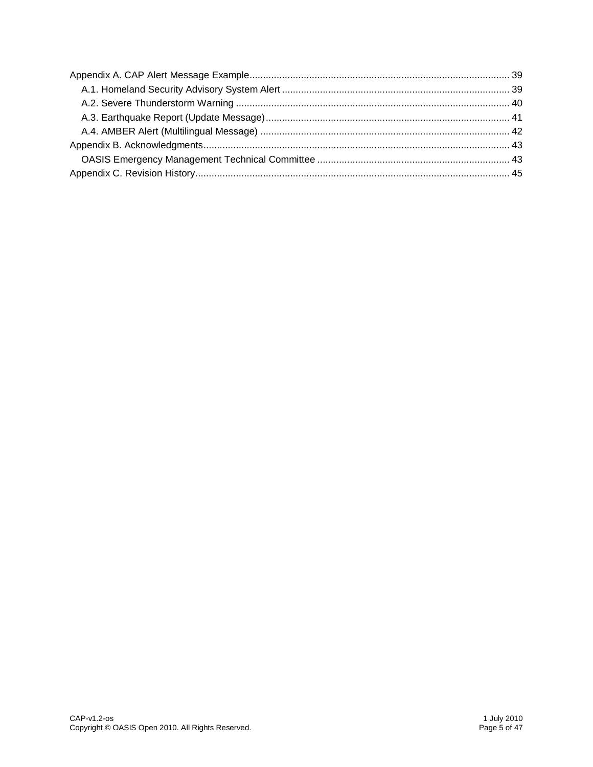Appendix A. CAP Alert Message Example ................................................................................................ 39

A.1. Homeland Security Advisory System Alert .................................................................................... 39

A.2. Severe Thunderstorm Warning ..................................................................................................... 40

A.3. Earthquake Report (Update Message) .......................................................................................... 41

A.4. AMBER Alert (Multilingual Message) ............................................................................................ 42

Appendix B. Acknowledgments ................................................................................................................ 43

OASIS Emergency Management Technical Committee ....................................................................... 43

Appendix C. Revision History .................................................................................................................. 45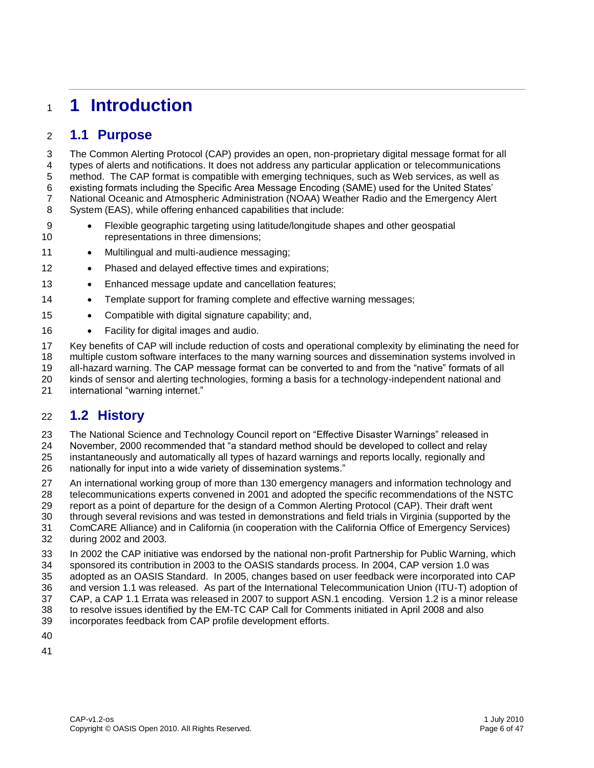# 1 Introduction

## 1.1 Purpose

The Common Alerting Protocol (CAP) provides an open, non-proprietary digital message format for all types of alerts and notifications. It does not address any particular application or telecommunications method. The CAP format is compatible with emerging techniques, such as Web services, as well as existing formats including the Specific Area Message Encoding (SAME) used for the United States' National Oceanic and Atmospheric Administration (NOAA) Weather Radio and the Emergency Alert System (EAS), while offering enhanced capabilities that include:

- Flexible geographic targeting using latitude/longitude shapes and other geospatial representations in three dimensions;
- Multilingual and multi-audience messaging;
- Phased and delayed effective times and expirations;
- Enhanced message update and cancellation features;
- Template support for framing complete and effective warning messages;
- Compatible with digital signature capability; and,
- Facility for digital images and audio.

Key benefits of CAP will include reduction of costs and operational complexity by eliminating the need for multiple custom software interfaces to the many warning sources and dissemination systems involved in all-hazard warning. The CAP message format can be converted to and from the "native" formats of all kinds of sensor and alerting technologies, forming a basis for a technology-independent national and international "warning internet."

## 1.2 History

The National Science and Technology Council report on "Effective Disaster Warnings" released in November, 2000 recommended that "a standard method should be developed to collect and relay instantaneously and automatically all types of hazard warnings and reports locally, regionally and nationally for input into a wide variety of dissemination systems."

An international working group of more than 130 emergency managers and information technology and telecommunications experts convened in 2001 and adopted the specific recommendations of the NSTC report as a point of departure for the design of a Common Alerting Protocol (CAP). Their draft went through several revisions and was tested in demonstrations and field trials in Virginia (supported by the ComCARE Alliance) and in California (in cooperation with the California Office of Emergency Services) during 2002 and 2003.

In 2002 the CAP initiative was endorsed by the national non-profit Partnership for Public Warning, which sponsored its contribution in 2003 to the OASIS standards process. In 2004, CAP version 1.0 was adopted as an OASIS Standard. In 2005, changes based on user feedback were incorporated into CAP and version 1.1 was released. As part of the International Telecommunication Union (ITU-T) adoption of CAP, a CAP 1.1 Errata was released in 2007 to support ASN.1 encoding. Version 1.2 is a minor release to resolve issues identified by the EM-TC CAP Call for Comments initiated in April 2008 and also incorporates feedback from CAP profile development efforts.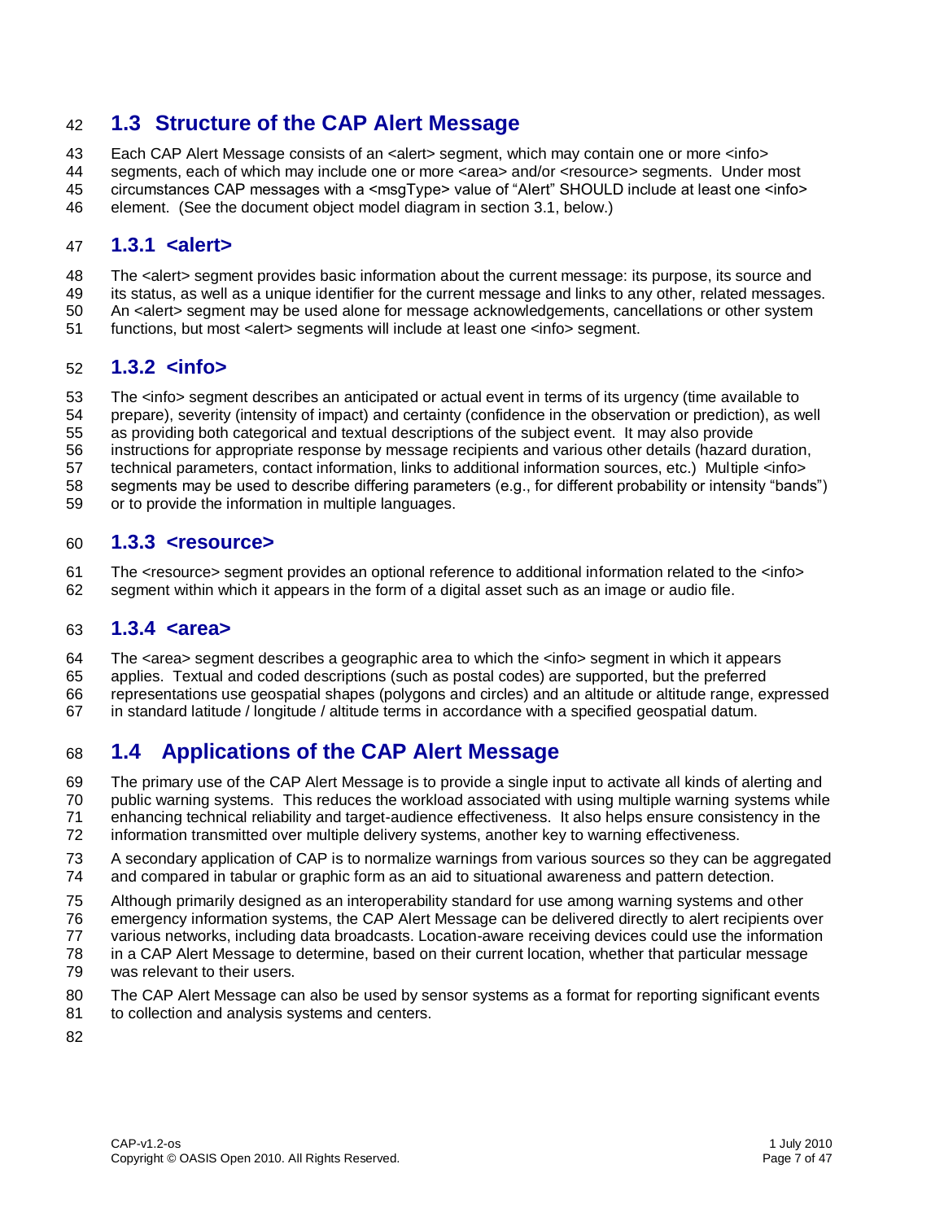## 1.3 Structure of the CAP Alert Message

Each CAP Alert Message consists of an <alert> segment, which may contain one or more <info> segments, each of which may include one or more <area> and/or <resource> segments. Under most circumstances CAP messages with a <msgType> value of "Alert" SHOULD include at least one <info> element. (See the document object model diagram in section 3.1, below.)

### 1.3.1 <alert>

The <alert> segment provides basic information about the current message: its purpose, its source and its status, as well as a unique identifier for the current message and links to any other, related messages. An <alert> segment may be used alone for message acknowledgements, cancellations or other system functions, but most <alert> segments will include at least one <info> segment.

### 1.3.2 <info>

The <info> segment describes an anticipated or actual event in terms of its urgency (time available to prepare), severity (intensity of impact) and certainty (confidence in the observation or prediction), as well as providing both categorical and textual descriptions of the subject event. It may also provide instructions for appropriate response by message recipients and various other details (hazard duration, technical parameters, contact information, links to additional information sources, etc.) Multiple <info> segments may be used to describe differing parameters (e.g., for different probability or intensity "bands") or to provide the information in multiple languages.

### 1.3.3 <resource>

The <resource> segment provides an optional reference to additional information related to the <info> segment within which it appears in the form of a digital asset such as an image or audio file.

### 1.3.4 <area>

The <area> segment describes a geographic area to which the <info> segment in which it appears applies. Textual and coded descriptions (such as postal codes) are supported, but the preferred representations use geospatial shapes (polygons and circles) and an altitude or altitude range, expressed in standard latitude / longitude / altitude terms in accordance with a specified geospatial datum.

## 1.4 Applications of the CAP Alert Message

The primary use of the CAP Alert Message is to provide a single input to activate all kinds of alerting and public warning systems. This reduces the workload associated with using multiple warning systems while enhancing technical reliability and target-audience effectiveness. It also helps ensure consistency in the information transmitted over multiple delivery systems, another key to warning effectiveness.

A secondary application of CAP is to normalize warnings from various sources so they can be aggregated and compared in tabular or graphic form as an aid to situational awareness and pattern detection.

Although primarily designed as an interoperability standard for use among warning systems and other emergency information systems, the CAP Alert Message can be delivered directly to alert recipients over various networks, including data broadcasts. Location-aware receiving devices could use the information in a CAP Alert Message to determine, based on their current location, whether that particular message was relevant to their users.

The CAP Alert Message can also be used by sensor systems as a format for reporting significant events to collection and analysis systems and centers.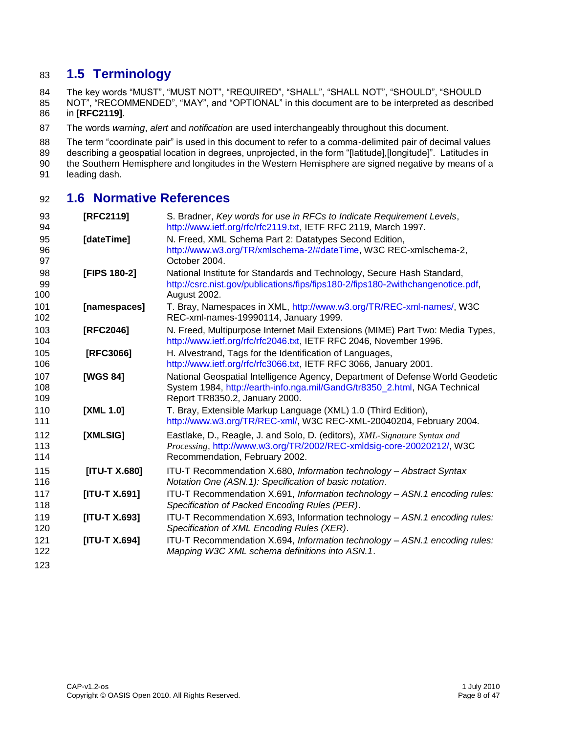## 1.5 Terminology

The key words "MUST", "MUST NOT", "REQUIRED", "SHALL", "SHALL NOT", "SHOULD", "SHOULD NOT", "RECOMMENDED", "MAY", and "OPTIONAL" in this document are to be interpreted as described in **[RFC2119]**.

The words *warning*, *alert* and *notification* are used interchangeably throughout this document.

The term "coordinate pair" is used in this document to refer to a comma-delimited pair of decimal values describing a geospatial location in degrees, unprojected, in the form "[latitude],[longitude]". Latitudes in the Southern Hemisphere and longitudes in the Western Hemisphere are signed negative by means of a leading dash.

## 1.6 Normative References

| | |
|---|---|
| **[RFC2119]** | S. Bradner, *Key words for use in RFCs to Indicate Requirement Levels*, http://www.ietf.org/rfc/rfc2119.txt, IETF RFC 2119, March 1997. |
| **[dateTime]** | N. Freed, XML Schema Part 2: Datatypes Second Edition, http://www.w3.org/TR/xmlschema-2/#dateTime, W3C REC-xmlschema-2, October 2004. |
| **[FIPS 180-2]** | National Institute for Standards and Technology, Secure Hash Standard, http://csrc.nist.gov/publications/fips/fips180-2/fips180-2withchangenotice.pdf, August 2002. |
| **[namespaces]** | T. Bray, Namespaces in XML, http://www.w3.org/TR/REC-xml-names/, W3C REC-xml-names-19990114, January 1999. |
| **[RFC2046]** | N. Freed, Multipurpose Internet Mail Extensions (MIME) Part Two: Media Types, http://www.ietf.org/rfc/rfc2046.txt, IETF RFC 2046, November 1996. |
| **[RFC3066]** | H. Alvestrand, Tags for the Identification of Languages, http://www.ietf.org/rfc/rfc3066.txt, IETF RFC 3066, January 2001. |
| **[WGS 84]** | National Geospatial Intelligence Agency, Department of Defense World Geodetic System 1984, http://earth-info.nga.mil/GandG/tr8350_2.html, NGA Technical Report TR8350.2, January 2000. |
| **[XML 1.0]** | T. Bray, Extensible Markup Language (XML) 1.0 (Third Edition), http://www.w3.org/TR/REC-xml/, W3C REC-XML-20040204, February 2004. |
| **[XMLSIG]** | Eastlake, D., Reagle, J. and Solo, D. (editors), *XML-Signature Syntax and Processing*, http://www.w3.org/TR/2002/REC-xmldsig-core-20020212/, W3C Recommendation, February 2002. |
| **[ITU-T X.680]** | ITU-T Recommendation X.680, *Information technology – Abstract Syntax Notation One (ASN.1): Specification of basic notation*. |
| **[ITU-T X.691]** | ITU-T Recommendation X.691, *Information technology – ASN.1 encoding rules: Specification of Packed Encoding Rules (PER)*. |
| **[ITU-T X.693]** | ITU-T Recommendation X.693, Information technology – *ASN.1 encoding rules: Specification of XML Encoding Rules (XER)*. |
| **[ITU-T X.694]** | ITU-T Recommendation X.694, *Information technology – ASN.1 encoding rules: Mapping W3C XML schema definitions into ASN.1*. |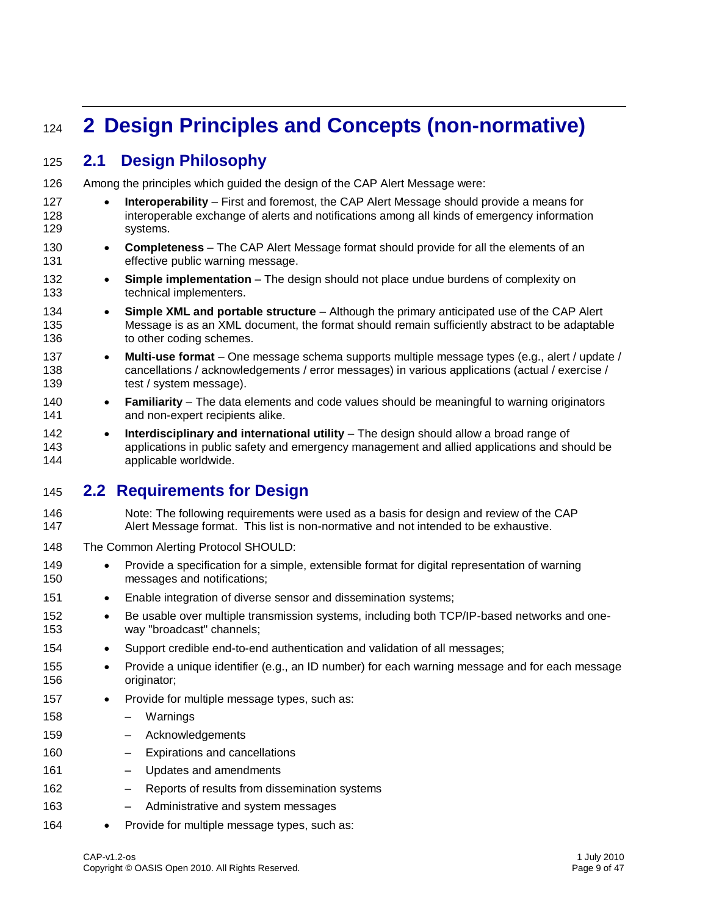# 2 Design Principles and Concepts (non-normative)

## 2.1 Design Philosophy

Among the principles which guided the design of the CAP Alert Message were:

- **Interoperability** – First and foremost, the CAP Alert Message should provide a means for interoperable exchange of alerts and notifications among all kinds of emergency information systems.
- **Completeness** – The CAP Alert Message format should provide for all the elements of an effective public warning message.
- **Simple implementation** – The design should not place undue burdens of complexity on technical implementers.
- **Simple XML and portable structure** – Although the primary anticipated use of the CAP Alert Message is as an XML document, the format should remain sufficiently abstract to be adaptable to other coding schemes.
- **Multi-use format** – One message schema supports multiple message types (e.g., alert / update / cancellations / acknowledgements / error messages) in various applications (actual / exercise / test / system message).
- **Familiarity** – The data elements and code values should be meaningful to warning originators and non-expert recipients alike.
- **Interdisciplinary and international utility** – The design should allow a broad range of applications in public safety and emergency management and allied applications and should be applicable worldwide.

## 2.2 Requirements for Design

Note: The following requirements were used as a basis for design and review of the CAP Alert Message format. This list is non-normative and not intended to be exhaustive.

The Common Alerting Protocol SHOULD:

- Provide a specification for a simple, extensible format for digital representation of warning messages and notifications;
- Enable integration of diverse sensor and dissemination systems;
- Be usable over multiple transmission systems, including both TCP/IP-based networks and one-way "broadcast" channels;
- Support credible end-to-end authentication and validation of all messages;
- Provide a unique identifier (e.g., an ID number) for each warning message and for each message originator;
- Provide for multiple message types, such as:
  - Warnings
  - Acknowledgements
  - Expirations and cancellations
  - Updates and amendments
  - Reports of results from dissemination systems
  - Administrative and system messages
- Provide for multiple message types, such as: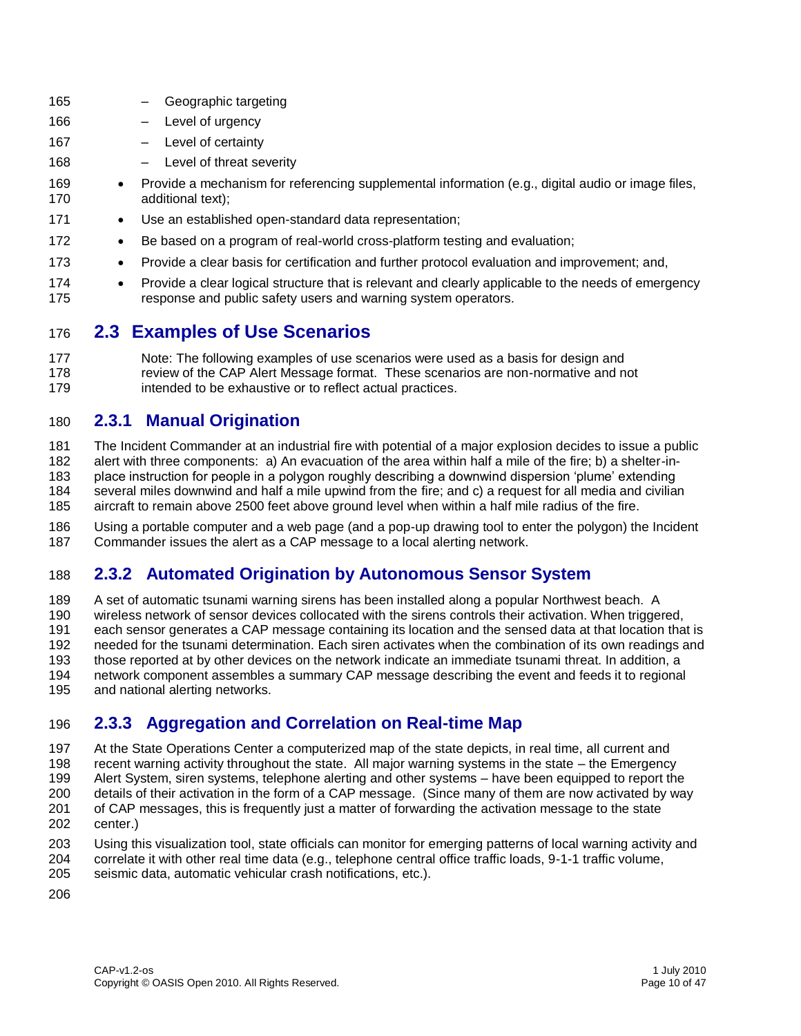- Geographic targeting
  - Level of urgency
  - Level of certainty
  - Level of threat severity
- Provide a mechanism for referencing supplemental information (e.g., digital audio or image files, additional text);
- Use an established open-standard data representation;
- Be based on a program of real-world cross-platform testing and evaluation;
- Provide a clear basis for certification and further protocol evaluation and improvement; and,
- Provide a clear logical structure that is relevant and clearly applicable to the needs of emergency response and public safety users and warning system operators.

## 2.3 Examples of Use Scenarios

Note: The following examples of use scenarios were used as a basis for design and review of the CAP Alert Message format. These scenarios are non-normative and not intended to be exhaustive or to reflect actual practices.

### 2.3.1 Manual Origination

The Incident Commander at an industrial fire with potential of a major explosion decides to issue a public alert with three components: a) An evacuation of the area within half a mile of the fire; b) a shelter-in-place instruction for people in a polygon roughly describing a downwind dispersion 'plume' extending several miles downwind and half a mile upwind from the fire; and c) a request for all media and civilian aircraft to remain above 2500 feet above ground level when within a half mile radius of the fire.

Using a portable computer and a web page (and a pop-up drawing tool to enter the polygon) the Incident Commander issues the alert as a CAP message to a local alerting network.

### 2.3.2 Automated Origination by Autonomous Sensor System

A set of automatic tsunami warning sirens has been installed along a popular Northwest beach. A wireless network of sensor devices collocated with the sirens controls their activation. When triggered, each sensor generates a CAP message containing its location and the sensed data at that location that is needed for the tsunami determination. Each siren activates when the combination of its own readings and those reported at by other devices on the network indicate an immediate tsunami threat. In addition, a network component assembles a summary CAP message describing the event and feeds it to regional and national alerting networks.

### 2.3.3 Aggregation and Correlation on Real-time Map

At the State Operations Center a computerized map of the state depicts, in real time, all current and recent warning activity throughout the state. All major warning systems in the state – the Emergency Alert System, siren systems, telephone alerting and other systems – have been equipped to report the details of their activation in the form of a CAP message. (Since many of them are now activated by way of CAP messages, this is frequently just a matter of forwarding the activation message to the state center.)

Using this visualization tool, state officials can monitor for emerging patterns of local warning activity and correlate it with other real time data (e.g., telephone central office traffic loads, 9-1-1 traffic volume, seismic data, automatic vehicular crash notifications, etc.).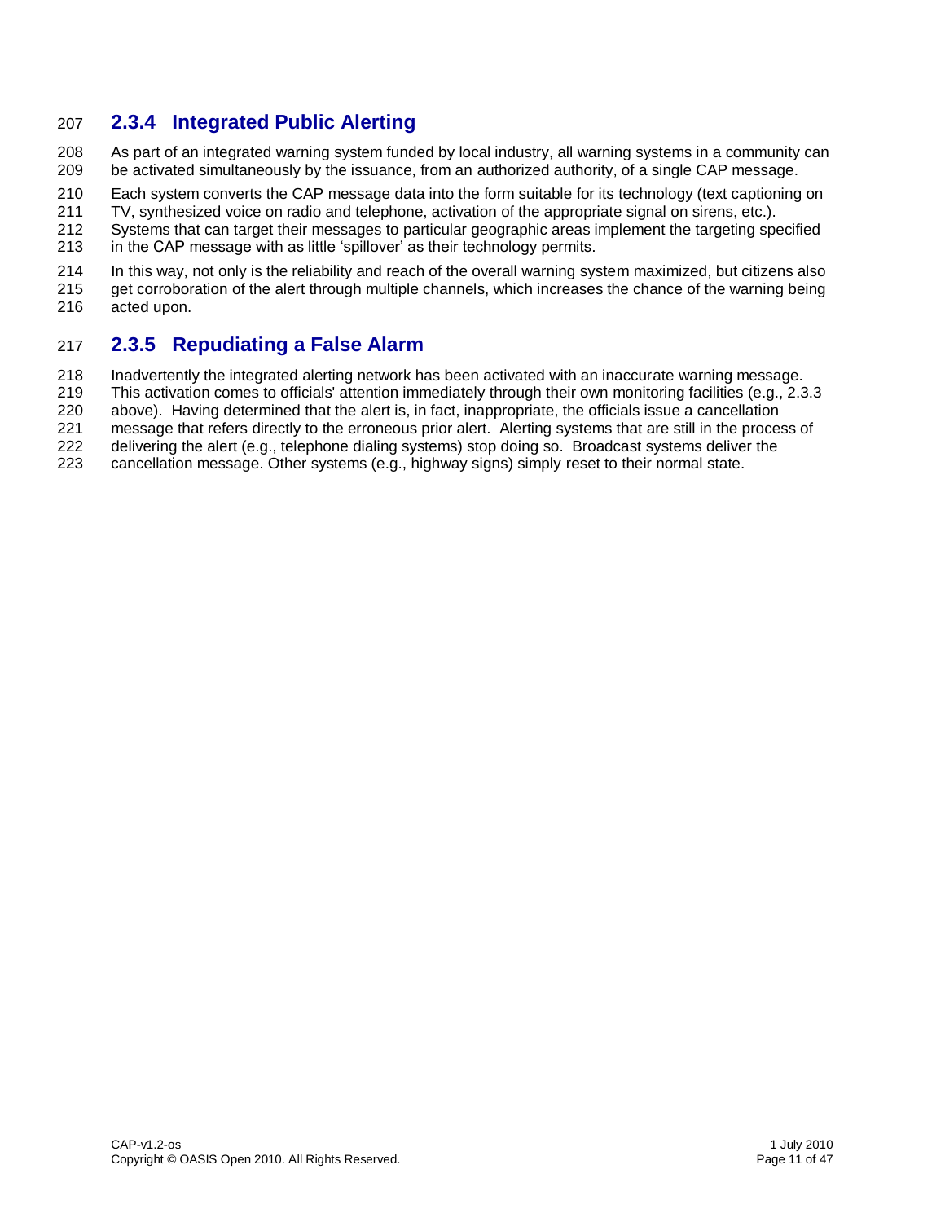### 2.3.4 Integrated Public Alerting

As part of an integrated warning system funded by local industry, all warning systems in a community can be activated simultaneously by the issuance, from an authorized authority, of a single CAP message.

Each system converts the CAP message data into the form suitable for its technology (text captioning on TV, synthesized voice on radio and telephone, activation of the appropriate signal on sirens, etc.). Systems that can target their messages to particular geographic areas implement the targeting specified in the CAP message with as little 'spillover' as their technology permits.

In this way, not only is the reliability and reach of the overall warning system maximized, but citizens also get corroboration of the alert through multiple channels, which increases the chance of the warning being acted upon.

### 2.3.5 Repudiating a False Alarm

Inadvertently the integrated alerting network has been activated with an inaccurate warning message. This activation comes to officials' attention immediately through their own monitoring facilities (e.g., 2.3.3 above). Having determined that the alert is, in fact, inappropriate, the officials issue a cancellation message that refers directly to the erroneous prior alert. Alerting systems that are still in the process of delivering the alert (e.g., telephone dialing systems) stop doing so. Broadcast systems deliver the cancellation message. Other systems (e.g., highway signs) simply reset to their normal state.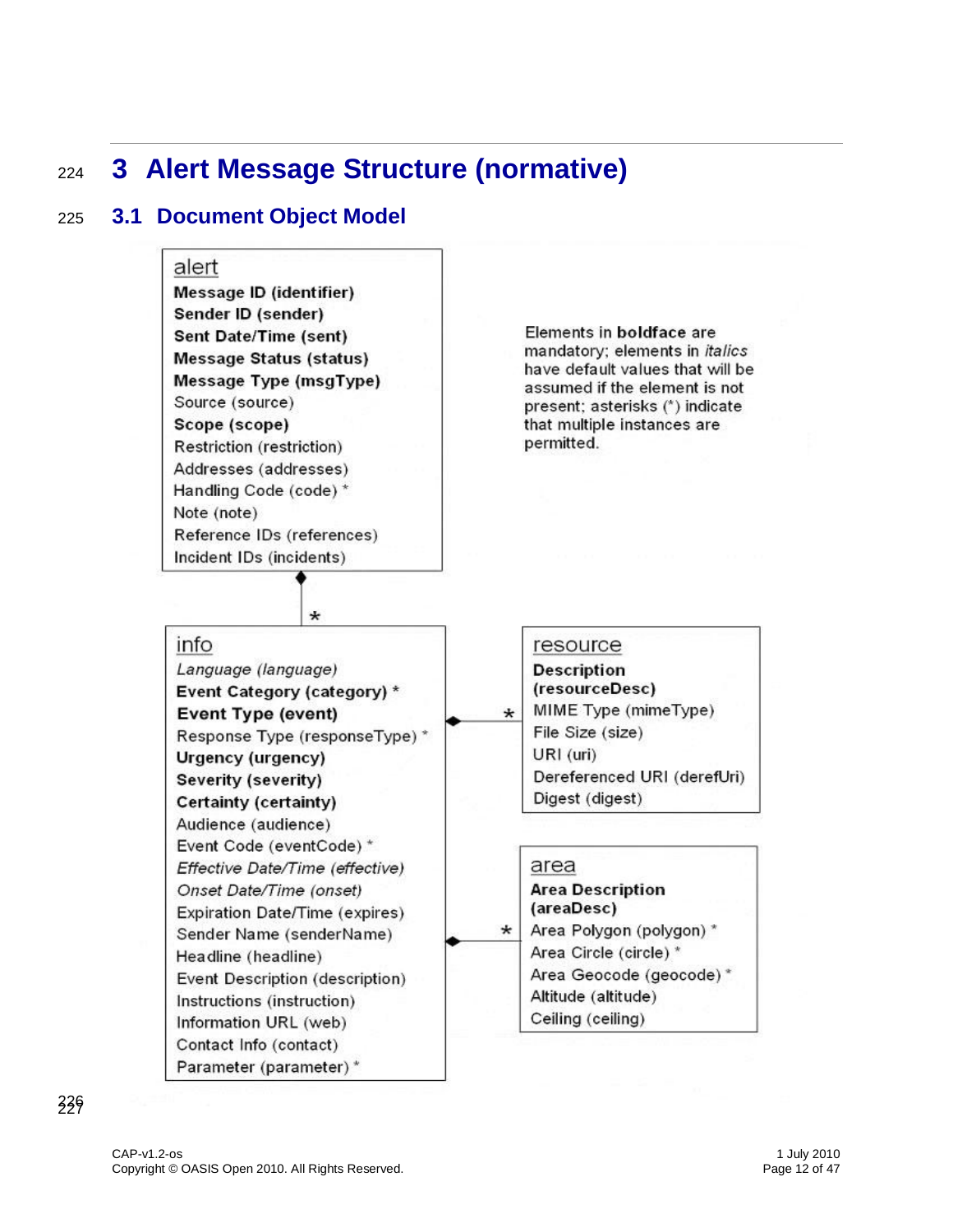# 3 Alert Message Structure (normative)

## 3.1 Document Object Model

**alert**

- **Message ID (identifier)**
- **Sender ID (sender)**
- **Sent Date/Time (sent)**
- **Message Status (status)**
- **Message Type (msgType)**
- Source (source)
- **Scope (scope)**
- Restriction (restriction)
- Addresses (addresses)
- Handling Code (code) *
- Note (note)
- Reference IDs (references)
- Incident IDs (incidents)

Elements in **boldface** are mandatory; elements in *italics* have default values that will be assumed if the element is not present; asterisks (*) indicate that multiple instances are permitted.

alert ◆— * info

**info**

- *Language (language)*
- **Event Category (category) ***
- **Event Type (event)**
- Response Type (responseType) *
- **Urgency (urgency)**
- **Severity (severity)**
- **Certainty (certainty)**
- Audience (audience)
- Event Code (eventCode) *
- *Effective Date/Time (effective)*
- *Onset Date/Time (onset)*
- Expiration Date/Time (expires)
- Sender Name (senderName)
- Headline (headline)
- Event Description (description)
- Instructions (instruction)
- Information URL (web)
- Contact Info (contact)
- Parameter (parameter) *

info ◆— * resource

**resource**

- **Description (resourceDesc)**
- MIME Type (mimeType)
- File Size (size)
- URI (uri)
- Dereferenced URI (derefUri)
- Digest (digest)

info ◆— * area

**area**

- **Area Description (areaDesc)**
- Area Polygon (polygon) *
- Area Circle (circle) *
- Area Geocode (geocode) *
- Altitude (altitude)
- Ceiling (ceiling)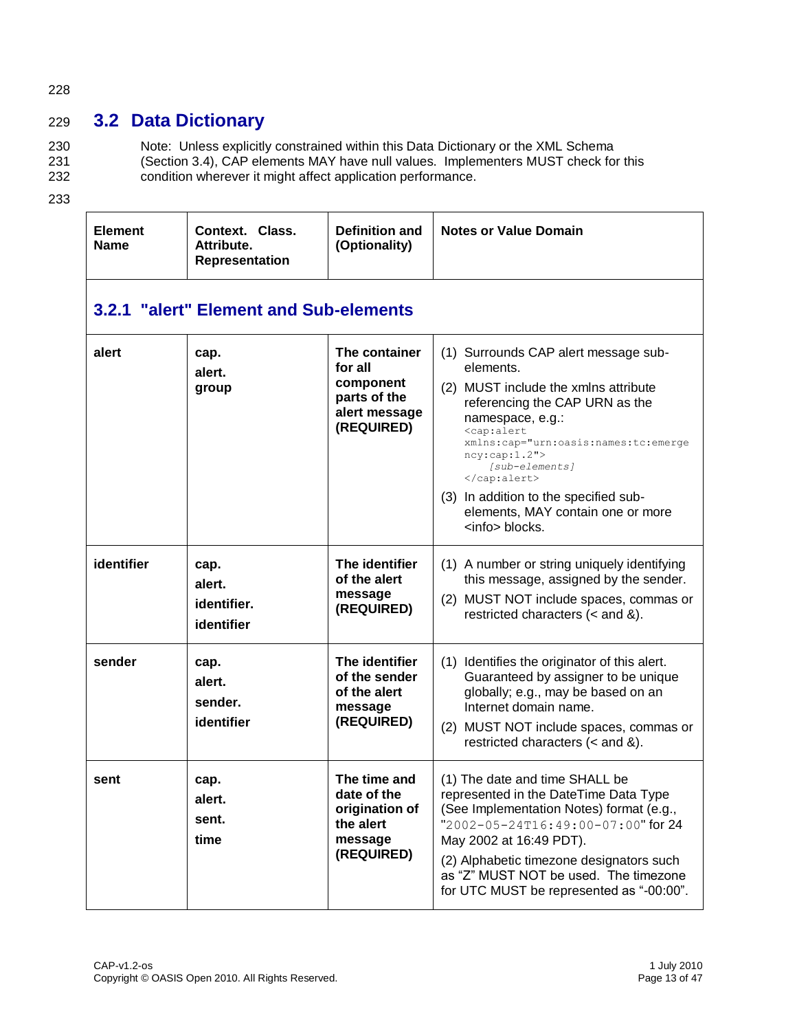## 3.2 Data Dictionary

Note: Unless explicitly constrained within this Data Dictionary or the XML Schema (Section 3.4), CAP elements MAY have null values. Implementers MUST check for this condition wherever it might affect application performance.

| Element Name | Context. Class. Attribute. Representation | Definition and (Optionality) | Notes or Value Domain |
|---|---|---|---|
| **3.2.1 "alert" Element and Sub-elements** | | | |
| **alert** | **cap. alert. group** | **The container for all component parts of the alert message (REQUIRED)** | (1) Surrounds CAP alert message sub-elements.<br>(2) MUST include the xmlns attribute referencing the CAP URN as the namespace, e.g.: `<cap:alert xmlns:cap="urn:oasis:names:tc:emergency:cap:1.2">` *[sub-elements]* `</cap:alert>`<br>(3) In addition to the specified sub-elements, MAY contain one or more <info> blocks. |
| **identifier** | **cap. alert. identifier. identifier** | **The identifier of the alert message (REQUIRED)** | (1) A number or string uniquely identifying this message, assigned by the sender.<br>(2) MUST NOT include spaces, commas or restricted characters (< and &). |
| **sender** | **cap. alert. sender. identifier** | **The identifier of the sender of the alert message (REQUIRED)** | (1) Identifies the originator of this alert. Guaranteed by assigner to be unique globally; e.g., may be based on an Internet domain name.<br>(2) MUST NOT include spaces, commas or restricted characters (< and &). |
| **sent** | **cap. alert. sent. time** | **The time and date of the origination of the alert message (REQUIRED)** | (1) The date and time SHALL be represented in the DateTime Data Type (See Implementation Notes) format (e.g., "`2002-05-24T16:49:00-07:00`" for 24 May 2002 at 16:49 PDT).<br>(2) Alphabetic timezone designators such as "Z" MUST NOT be used. The timezone for UTC MUST be represented as "-00:00". |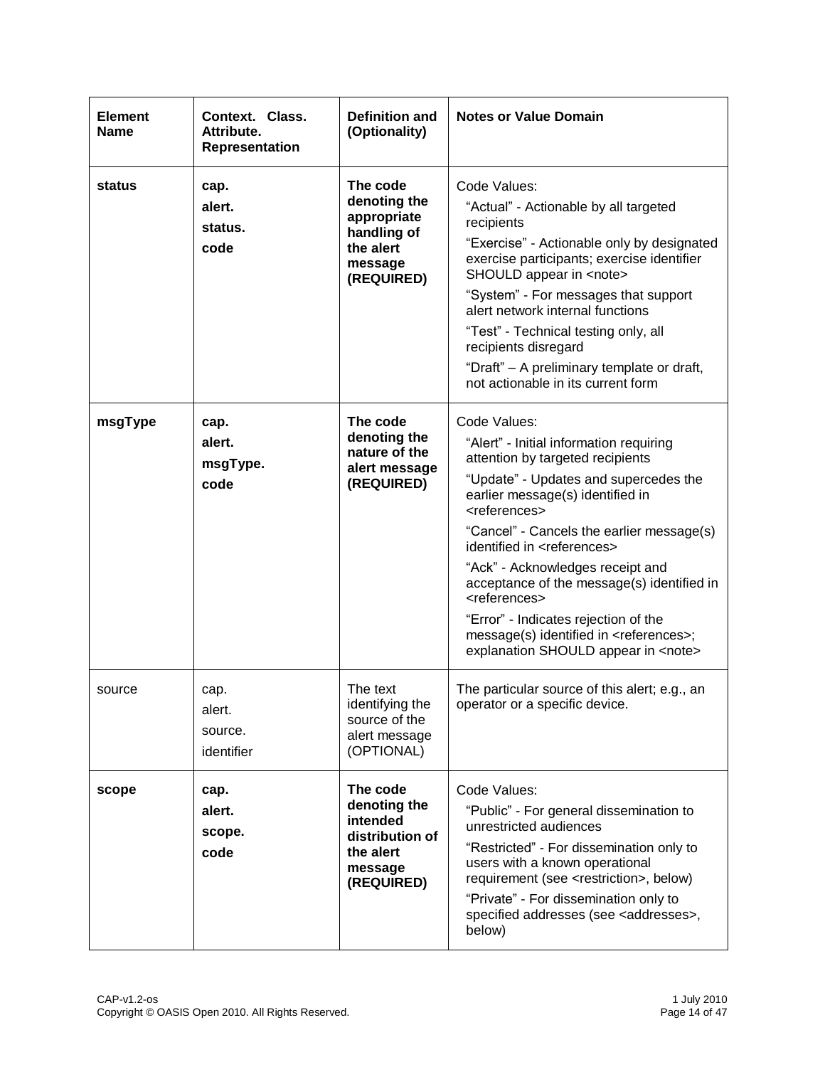| Element Name | Context. Class. Attribute. Representation | Definition and (Optionality) | Notes or Value Domain |
|---|---|---|---|
| **status** | **cap. alert. status. code** | **The code denoting the appropriate handling of the alert message (REQUIRED)** | Code Values:<br>"Actual" - Actionable by all targeted recipients<br>"Exercise" - Actionable only by designated exercise participants; exercise identifier SHOULD appear in <note><br>"System" - For messages that support alert network internal functions<br>"Test" - Technical testing only, all recipients disregard<br>"Draft" – A preliminary template or draft, not actionable in its current form |
| **msgType** | **cap. alert. msgType. code** | **The code denoting the nature of the alert message (REQUIRED)** | Code Values:<br>"Alert" - Initial information requiring attention by targeted recipients<br>"Update" - Updates and supercedes the earlier message(s) identified in <references><br>"Cancel" - Cancels the earlier message(s) identified in <references><br>"Ack" - Acknowledges receipt and acceptance of the message(s) identified in <references><br>"Error" - Indicates rejection of the message(s) identified in <references>; explanation SHOULD appear in <note> |
| source | cap. alert. source. identifier | The text identifying the source of the alert message (OPTIONAL) | The particular source of this alert; e.g., an operator or a specific device. |
| **scope** | **cap. alert. scope. code** | **The code denoting the intended distribution of the alert message (REQUIRED)** | Code Values:<br>"Public" - For general dissemination to unrestricted audiences<br>"Restricted" - For dissemination only to users with a known operational requirement (see <restriction>, below)<br>"Private" - For dissemination only to specified addresses (see <addresses>, below) |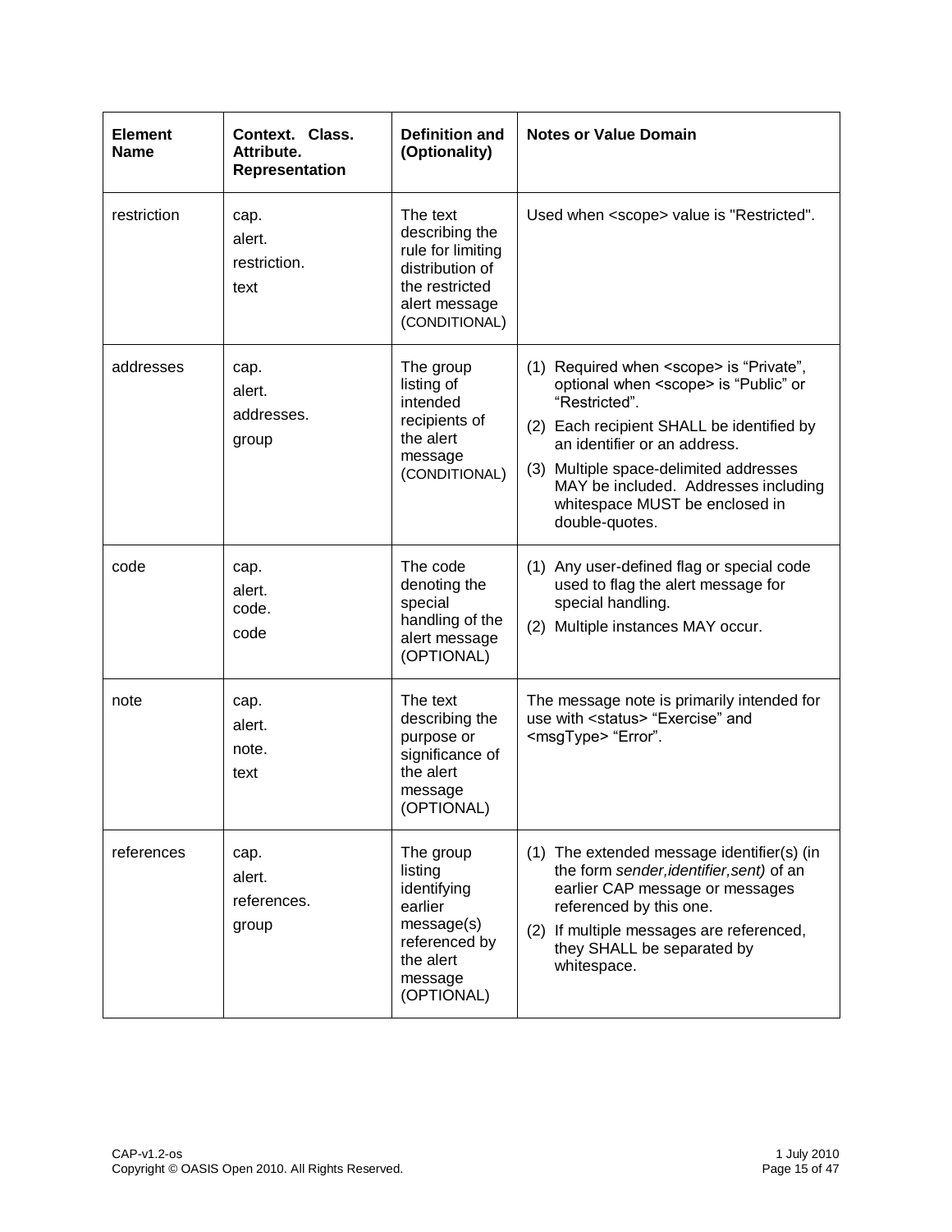| Element Name | Context. Class. Attribute. Representation | Definition and (Optionality) | Notes or Value Domain |
|---|---|---|---|
| restriction | cap. alert. restriction. text | The text describing the rule for limiting distribution of the restricted alert message (CONDITIONAL) | Used when <scope> value is "Restricted". |
| addresses | cap. alert. addresses. group | The group listing of intended recipients of the alert message (CONDITIONAL) | (1) Required when <scope> is “Private”, optional when <scope> is “Public” or “Restricted”. (2) Each recipient SHALL be identified by an identifier or an address. (3) Multiple space-delimited addresses MAY be included. Addresses including whitespace MUST be enclosed in double-quotes. |
| code | cap. alert. code. code | The code denoting the special handling of the alert message (OPTIONAL) | (1) Any user-defined flag or special code used to flag the alert message for special handling. (2) Multiple instances MAY occur. |
| note | cap. alert. note. text | The text describing the purpose or significance of the alert message (OPTIONAL) | The message note is primarily intended for use with <status> “Exercise” and <msgType> “Error”. |
| references | cap. alert. references. group | The group listing identifying earlier message(s) referenced by the alert message (OPTIONAL) | (1) The extended message identifier(s) (in the form *sender,identifier,sent)* of an earlier CAP message or messages referenced by this one. (2) If multiple messages are referenced, they SHALL be separated by whitespace. |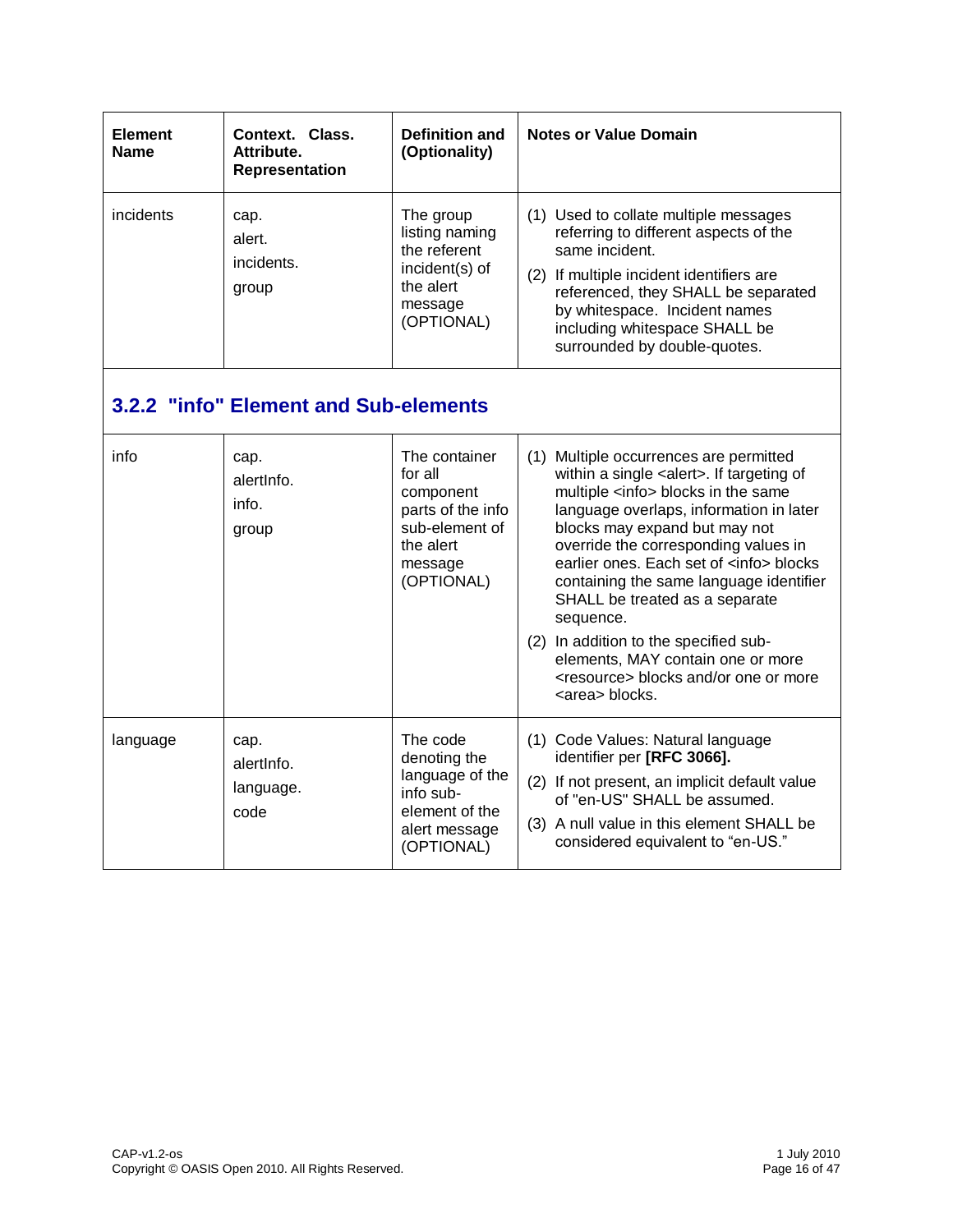| Element Name | Context. Class. Attribute. Representation | Definition and (Optionality) | Notes or Value Domain |
|---|---|---|---|
| incidents | cap.<br>alert.<br>incidents.<br>group | The group listing naming the referent incident(s) of the alert message (OPTIONAL) | (1) Used to collate multiple messages referring to different aspects of the same incident.<br>(2) If multiple incident identifiers are referenced, they SHALL be separated by whitespace. Incident names including whitespace SHALL be surrounded by double-quotes. |

### 3.2.2 "info" Element and Sub-elements

| Element Name | Context. Class. Attribute. Representation | Definition and (Optionality) | Notes or Value Domain |
|---|---|---|---|
| info | cap.<br>alertInfo.<br>info.<br>group | The container for all component parts of the info sub-element of the alert message (OPTIONAL) | (1) Multiple occurrences are permitted within a single <alert>. If targeting of multiple <info> blocks in the same language overlaps, information in later blocks may expand but may not override the corresponding values in earlier ones. Each set of <info> blocks containing the same language identifier SHALL be treated as a separate sequence.<br>(2) In addition to the specified sub-elements, MAY contain one or more <resource> blocks and/or one or more <area> blocks. |
| language | cap.<br>alertInfo.<br>language.<br>code | The code denoting the language of the info sub-element of the alert message (OPTIONAL) | (1) Code Values: Natural language identifier per **[RFC 3066].**<br>(2) If not present, an implicit default value of "en-US" SHALL be assumed.<br>(3) A null value in this element SHALL be considered equivalent to "en-US." |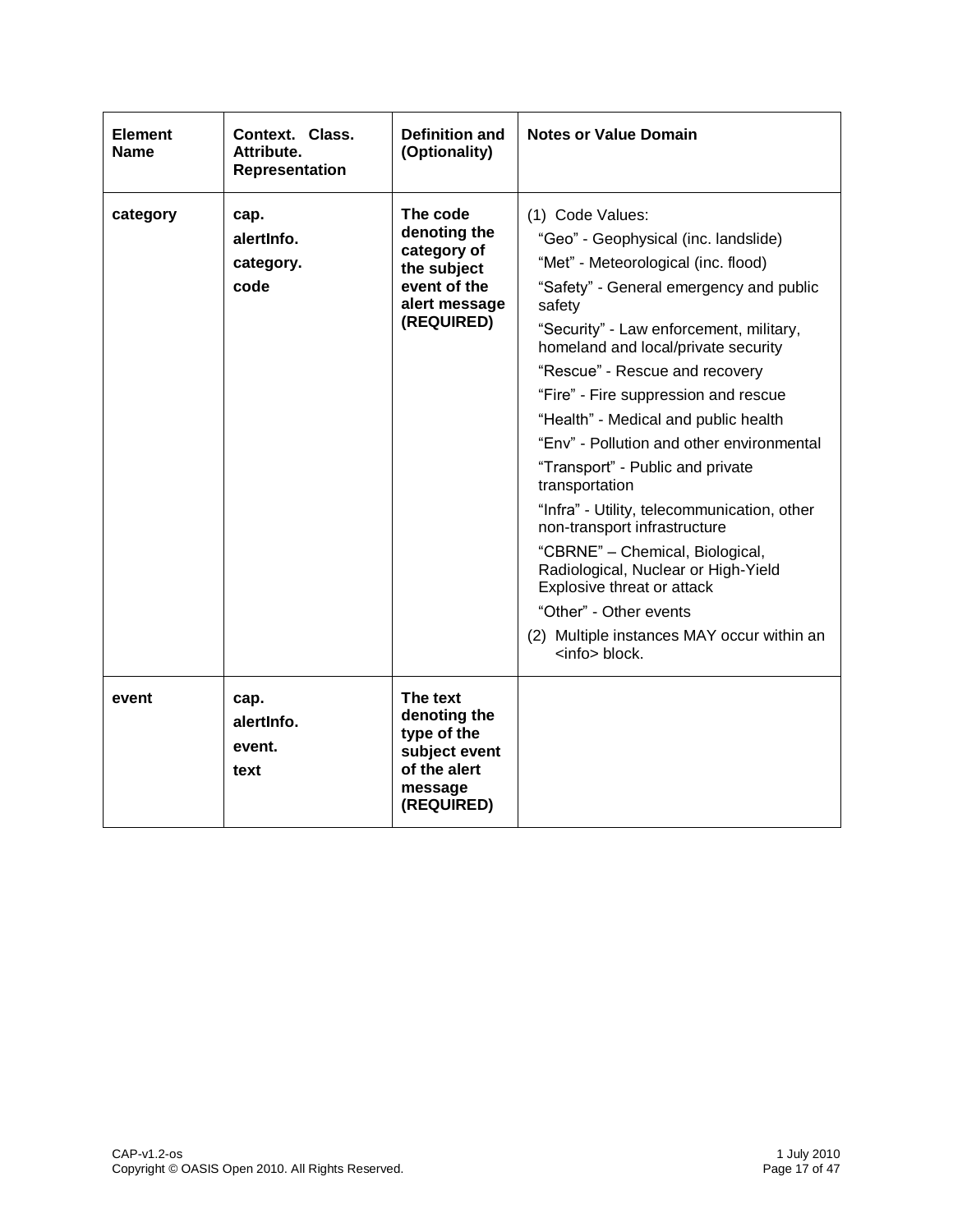| Element Name | Context. Class. Attribute. Representation | Definition and (Optionality) | Notes or Value Domain |
|---|---|---|---|
| **category** | **cap. alertInfo. category. code** | **The code denoting the category of the subject event of the alert message (REQUIRED)** | (1) Code Values:<br>"Geo" - Geophysical (inc. landslide)<br>"Met" - Meteorological (inc. flood)<br>"Safety" - General emergency and public safety<br>"Security" - Law enforcement, military, homeland and local/private security<br>"Rescue" - Rescue and recovery<br>"Fire" - Fire suppression and rescue<br>"Health" - Medical and public health<br>"Env" - Pollution and other environmental<br>"Transport" - Public and private transportation<br>"Infra" - Utility, telecommunication, other non-transport infrastructure<br>"CBRNE" – Chemical, Biological, Radiological, Nuclear or High-Yield Explosive threat or attack<br>"Other" - Other events<br>(2) Multiple instances MAY occur within an <info> block. |
| **event** | **cap. alertInfo. event. text** | **The text denoting the type of the subject event of the alert message (REQUIRED)** | |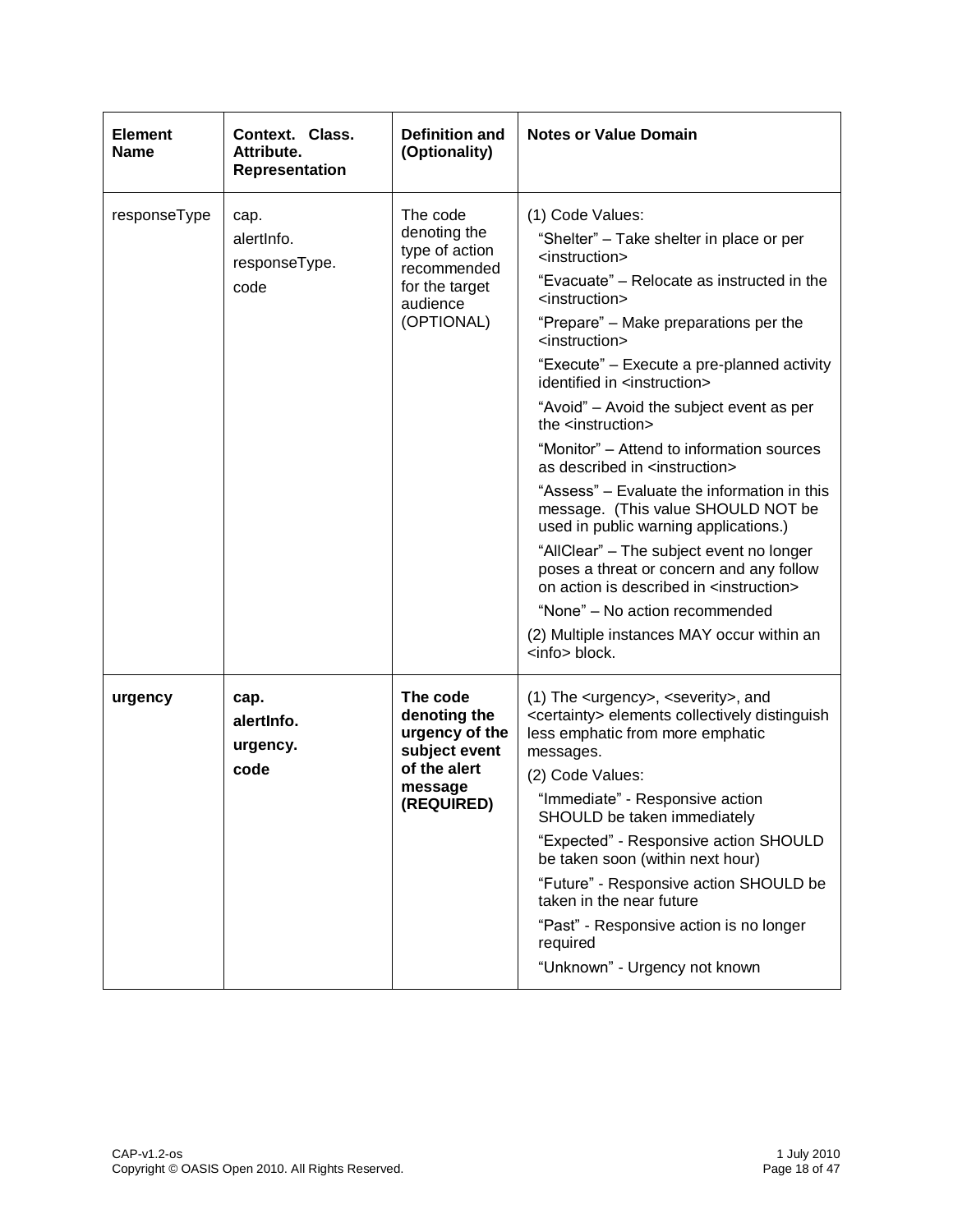| Element Name | Context. Class. Attribute. Representation | Definition and (Optionality) | Notes or Value Domain |
|---|---|---|---|
| responseType | cap.<br>alertInfo.<br>responseType.<br>code | The code denoting the type of action recommended for the target audience (OPTIONAL) | (1) Code Values:<br>"Shelter" – Take shelter in place or per <instruction><br>"Evacuate" – Relocate as instructed in the <instruction><br>"Prepare" – Make preparations per the <instruction><br>"Execute" – Execute a pre-planned activity identified in <instruction><br>"Avoid" – Avoid the subject event as per the <instruction><br>"Monitor" – Attend to information sources as described in <instruction><br>"Assess" – Evaluate the information in this message. (This value SHOULD NOT be used in public warning applications.)<br>"AllClear" – The subject event no longer poses a threat or concern and any follow on action is described in <instruction><br>"None" – No action recommended<br>(2) Multiple instances MAY occur within an <info> block. |
| **urgency** | **cap.<br>alertInfo.<br>urgency.<br>code** | **The code denoting the urgency of the subject event of the alert message (REQUIRED)** | (1) The <urgency>, <severity>, and <certainty> elements collectively distinguish less emphatic from more emphatic messages.<br>(2) Code Values:<br>"Immediate" - Responsive action SHOULD be taken immediately<br>"Expected" - Responsive action SHOULD be taken soon (within next hour)<br>"Future" - Responsive action SHOULD be taken in the near future<br>"Past" - Responsive action is no longer required<br>"Unknown" - Urgency not known |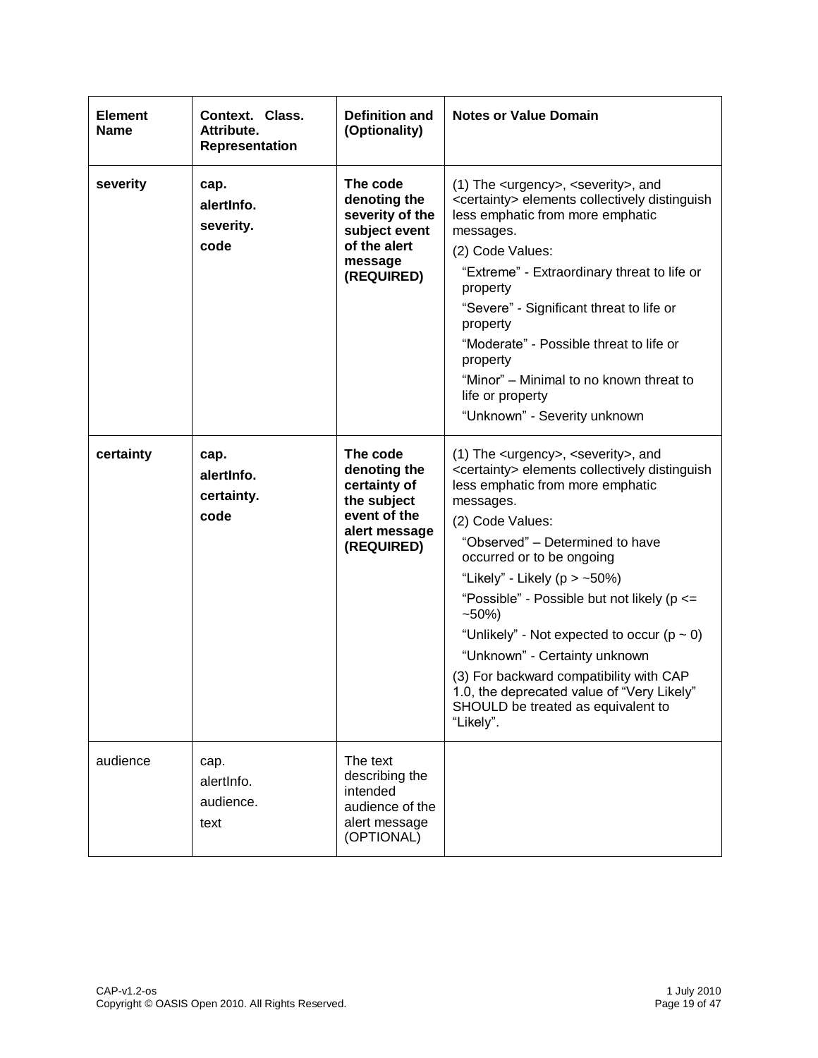| Element Name | Context. Class. Attribute. Representation | Definition and (Optionality) | Notes or Value Domain |
|---|---|---|---|
| **severity** | **cap. alertInfo. severity. code** | **The code denoting the severity of the subject event of the alert message (REQUIRED)** | (1) The <urgency>, <severity>, and <certainty> elements collectively distinguish less emphatic from more emphatic messages.<br>(2) Code Values:<br>"Extreme" - Extraordinary threat to life or property<br>"Severe" - Significant threat to life or property<br>"Moderate" - Possible threat to life or property<br>"Minor" – Minimal to no known threat to life or property<br>"Unknown" - Severity unknown |
| **certainty** | **cap. alertInfo. certainty. code** | **The code denoting the certainty of the subject event of the alert message (REQUIRED)** | (1) The <urgency>, <severity>, and <certainty> elements collectively distinguish less emphatic from more emphatic messages.<br>(2) Code Values:<br>"Observed" – Determined to have occurred or to be ongoing<br>"Likely" - Likely (p > ~50%)<br>"Possible" - Possible but not likely (p <= ~50%)<br>"Unlikely" - Not expected to occur (p ~ 0)<br>"Unknown" - Certainty unknown<br>(3) For backward compatibility with CAP 1.0, the deprecated value of "Very Likely" SHOULD be treated as equivalent to "Likely". |
| audience | cap. alertInfo. audience. text | The text describing the intended audience of the alert message (OPTIONAL) | |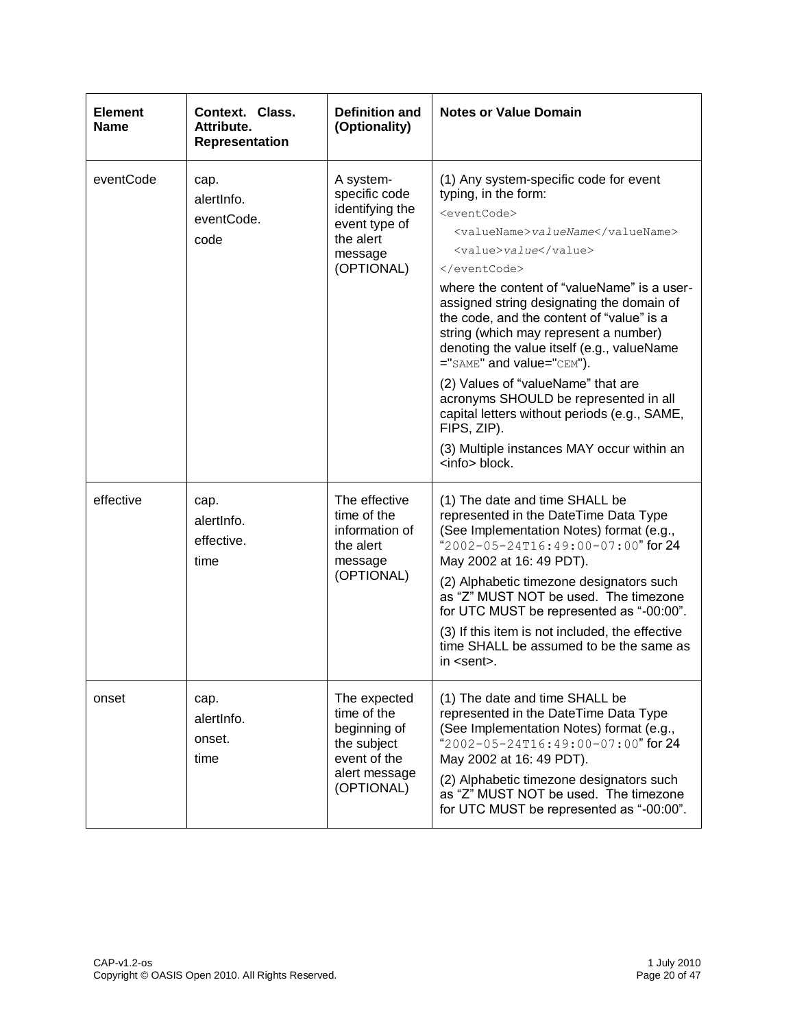| Element Name | Context. Class. Attribute. Representation | Definition and (Optionality) | Notes or Value Domain |
|---|---|---|---|
| eventCode | cap.<br>alertInfo.<br>eventCode.<br>code | A system-specific code identifying the event type of the alert message (OPTIONAL) | (1) Any system-specific code for event typing, in the form:<br>`<eventCode>`<br>`<valueName>valueName</valueName>`<br>`<value>value</value>`<br>`</eventCode>`<br>where the content of "valueName" is a user-assigned string designating the domain of the code, and the content of "value" is a string (which may represent a number) denoting the value itself (e.g., valueName ="SAME" and value="CEM").<br>(2) Values of "valueName" that are acronyms SHOULD be represented in all capital letters without periods (e.g., SAME, FIPS, ZIP).<br>(3) Multiple instances MAY occur within an <info> block. |
| effective | cap.<br>alertInfo.<br>effective.<br>time | The effective time of the information of the alert message (OPTIONAL) | (1) The date and time SHALL be represented in the DateTime Data Type (See Implementation Notes) format (e.g., "2002-05-24T16:49:00-07:00" for 24 May 2002 at 16: 49 PDT).<br>(2) Alphabetic timezone designators such as "Z" MUST NOT be used. The timezone for UTC MUST be represented as "-00:00".<br>(3) If this item is not included, the effective time SHALL be assumed to be the same as in <sent>. |
| onset | cap.<br>alertInfo.<br>onset.<br>time | The expected time of the beginning of the subject event of the alert message (OPTIONAL) | (1) The date and time SHALL be represented in the DateTime Data Type (See Implementation Notes) format (e.g., "2002-05-24T16:49:00-07:00" for 24 May 2002 at 16: 49 PDT).<br>(2) Alphabetic timezone designators such as "Z" MUST NOT be used. The timezone for UTC MUST be represented as "-00:00". |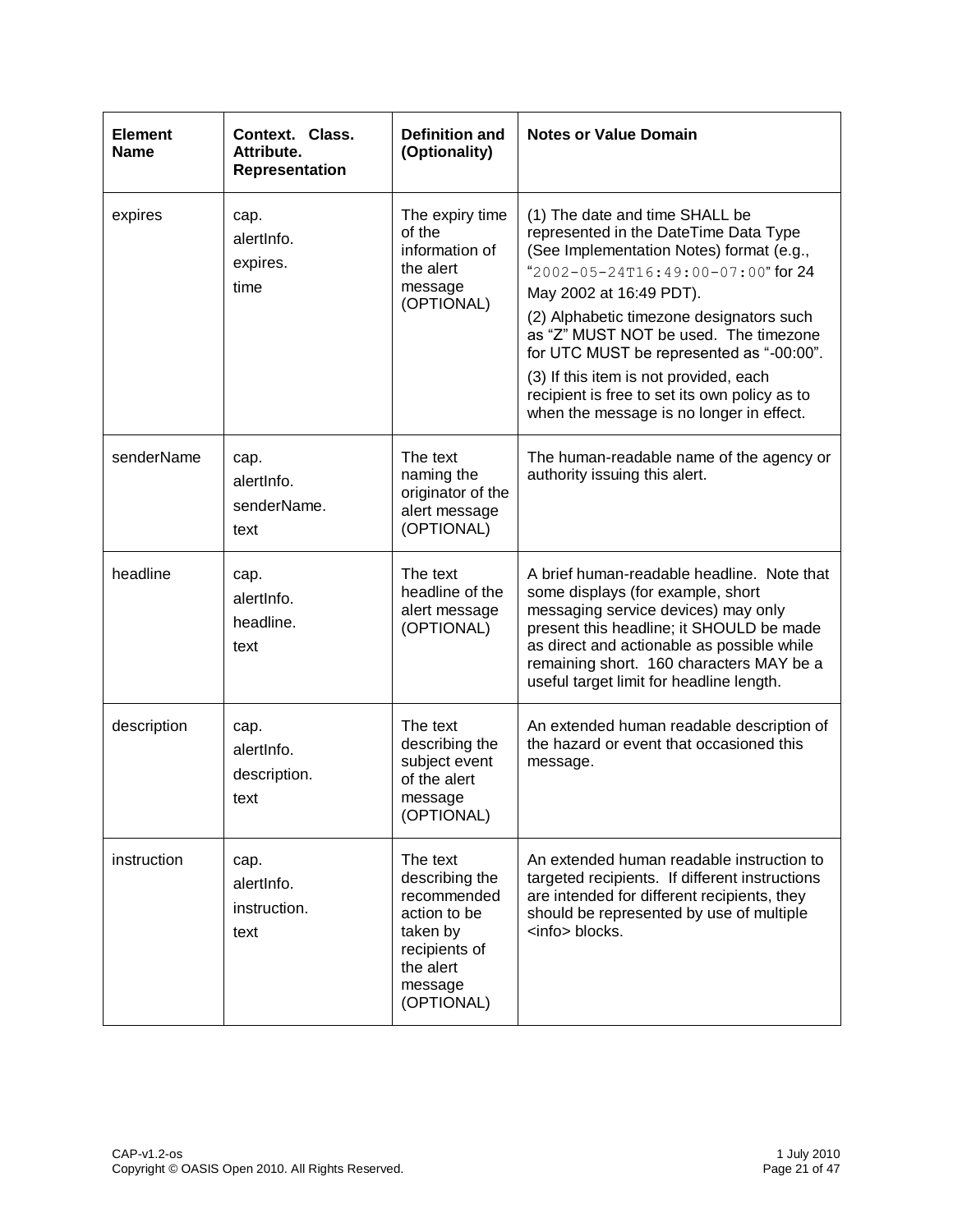| Element Name | Context. Class. Attribute. Representation | Definition and (Optionality) | Notes or Value Domain |
|---|---|---|---|
| expires | cap. alertInfo. expires. time | The expiry time of the information of the alert message (OPTIONAL) | (1) The date and time SHALL be represented in the DateTime Data Type (See Implementation Notes) format (e.g., "`2002-05-24T16:49:00-07:00`" for 24 May 2002 at 16:49 PDT).<br>(2) Alphabetic timezone designators such as "Z" MUST NOT be used. The timezone for UTC MUST be represented as "-00:00".<br>(3) If this item is not provided, each recipient is free to set its own policy as to when the message is no longer in effect. |
| senderName | cap. alertInfo. senderName. text | The text naming the originator of the alert message (OPTIONAL) | The human-readable name of the agency or authority issuing this alert. |
| headline | cap. alertInfo. headline. text | The text headline of the alert message (OPTIONAL) | A brief human-readable headline. Note that some displays (for example, short messaging service devices) may only present this headline; it SHOULD be made as direct and actionable as possible while remaining short. 160 characters MAY be a useful target limit for headline length. |
| description | cap. alertInfo. description. text | The text describing the subject event of the alert message (OPTIONAL) | An extended human readable description of the hazard or event that occasioned this message. |
| instruction | cap. alertInfo. instruction. text | The text describing the recommended action to be taken by recipients of the alert message (OPTIONAL) | An extended human readable instruction to targeted recipients. If different instructions are intended for different recipients, they should be represented by use of multiple <info> blocks. |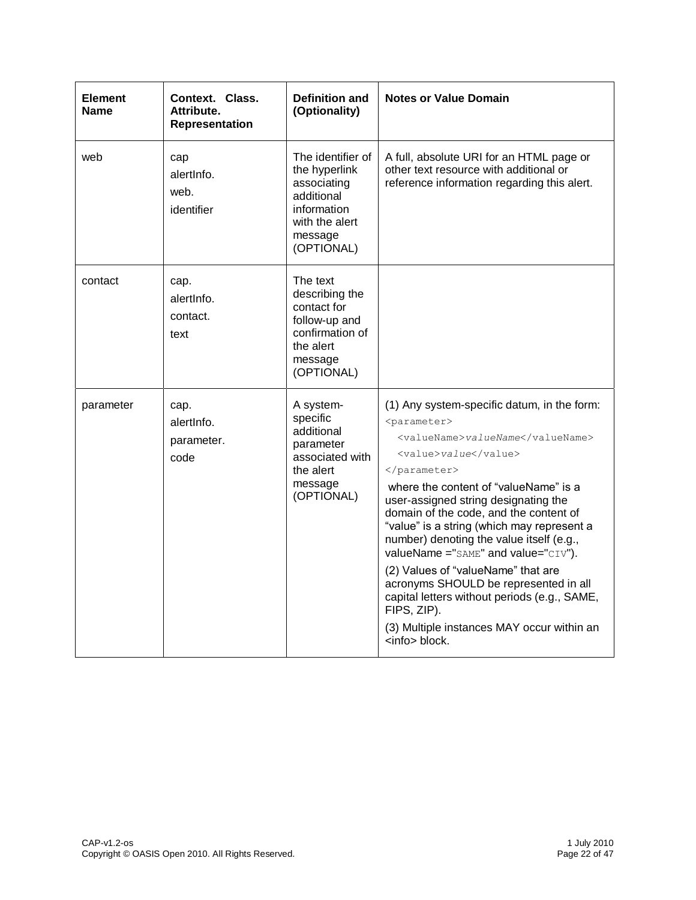| Element Name | Context. Class. Attribute. Representation | Definition and (Optionality) | Notes or Value Domain |
|---|---|---|---|
| web | cap alertInfo. web. identifier | The identifier of the hyperlink associating additional information with the alert message (OPTIONAL) | A full, absolute URI for an HTML page or other text resource with additional or reference information regarding this alert. |
| contact | cap. alertInfo. contact. text | The text describing the contact for follow-up and confirmation of the alert message (OPTIONAL) | |
| parameter | cap. alertInfo. parameter. code | A system-specific additional parameter associated with the alert message (OPTIONAL) | (1) Any system-specific datum, in the form: `<parameter>` `<valueName>valueName</valueName>` `<value>value</value>` `</parameter>` where the content of "valueName" is a user-assigned string designating the domain of the code, and the content of "value" is a string (which may represent a number) denoting the value itself (e.g., valueName ="SAME" and value="CIV"). (2) Values of "valueName" that are acronyms SHOULD be represented in all capital letters without periods (e.g., SAME, FIPS, ZIP). (3) Multiple instances MAY occur within an <info> block. |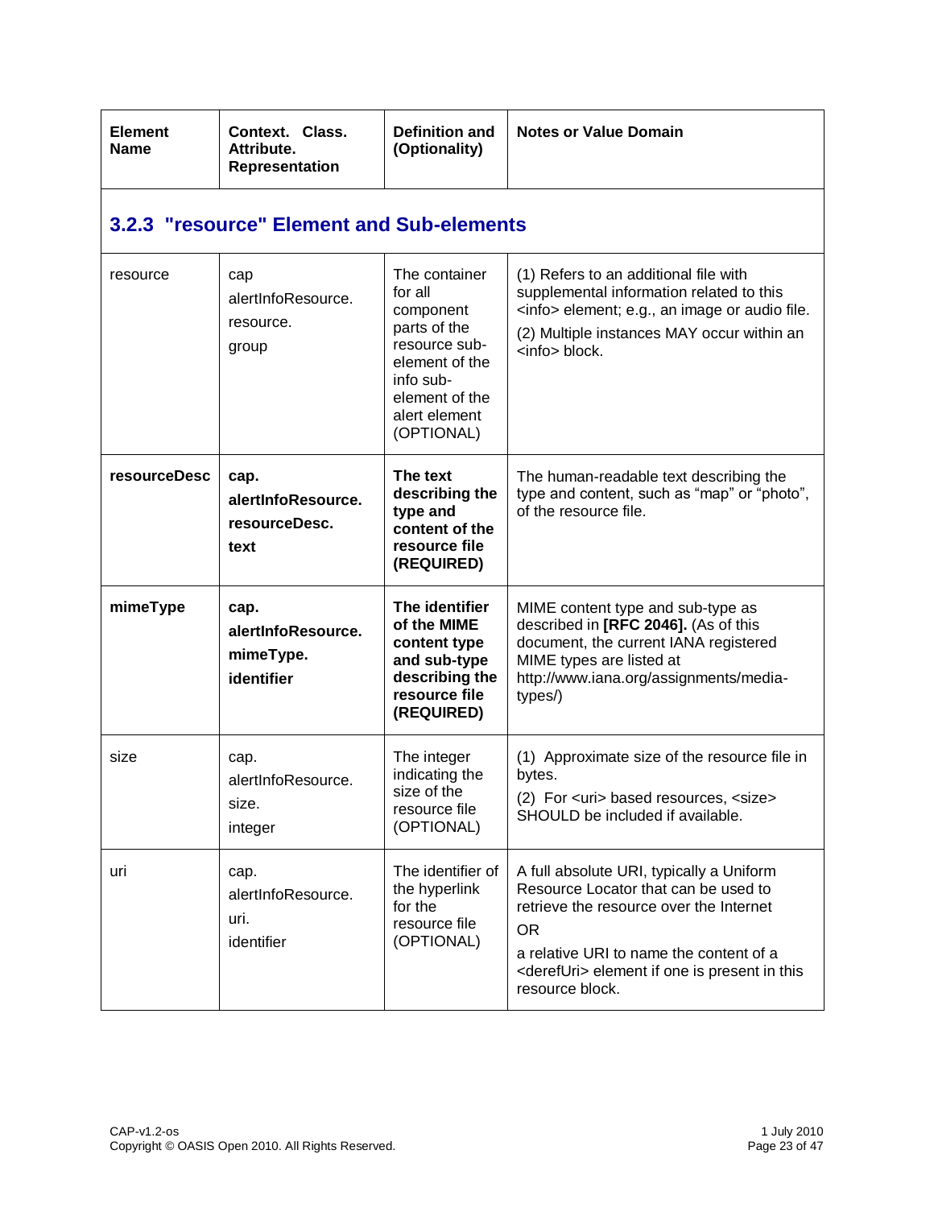| Element Name | Context. Class. Attribute. Representation | Definition and (Optionality) | Notes or Value Domain |
|---|---|---|---|

### 3.2.3 "resource" Element and Sub-elements

| Element Name | Context. Class. Attribute. Representation | Definition and (Optionality) | Notes or Value Domain |
|---|---|---|---|
| resource | cap alertInfoResource. resource. group | The container for all component parts of the resource sub-element of the info sub-element of the alert element (OPTIONAL) | (1) Refers to an additional file with supplemental information related to this <info> element; e.g., an image or audio file.<br>(2) Multiple instances MAY occur within an <info> block. |
| **resourceDesc** | **cap. alertInfoResource. resourceDesc. text** | **The text describing the type and content of the resource file (REQUIRED)** | The human-readable text describing the type and content, such as "map" or "photo", of the resource file. |
| **mimeType** | **cap. alertInfoResource. mimeType. identifier** | **The identifier of the MIME content type and sub-type describing the resource file (REQUIRED)** | MIME content type and sub-type as described in **[RFC 2046].** (As of this document, the current IANA registered MIME types are listed at http://www.iana.org/assignments/media-types/) |
| size | cap. alertInfoResource. size. integer | The integer indicating the size of the resource file (OPTIONAL) | (1) Approximate size of the resource file in bytes.<br>(2) For <uri> based resources, <size> SHOULD be included if available. |
| uri | cap. alertInfoResource. uri. identifier | The identifier of the hyperlink for the resource file (OPTIONAL) | A full absolute URI, typically a Uniform Resource Locator that can be used to retrieve the resource over the Internet<br>OR<br>a relative URI to name the content of a <derefUri> element if one is present in this resource block. |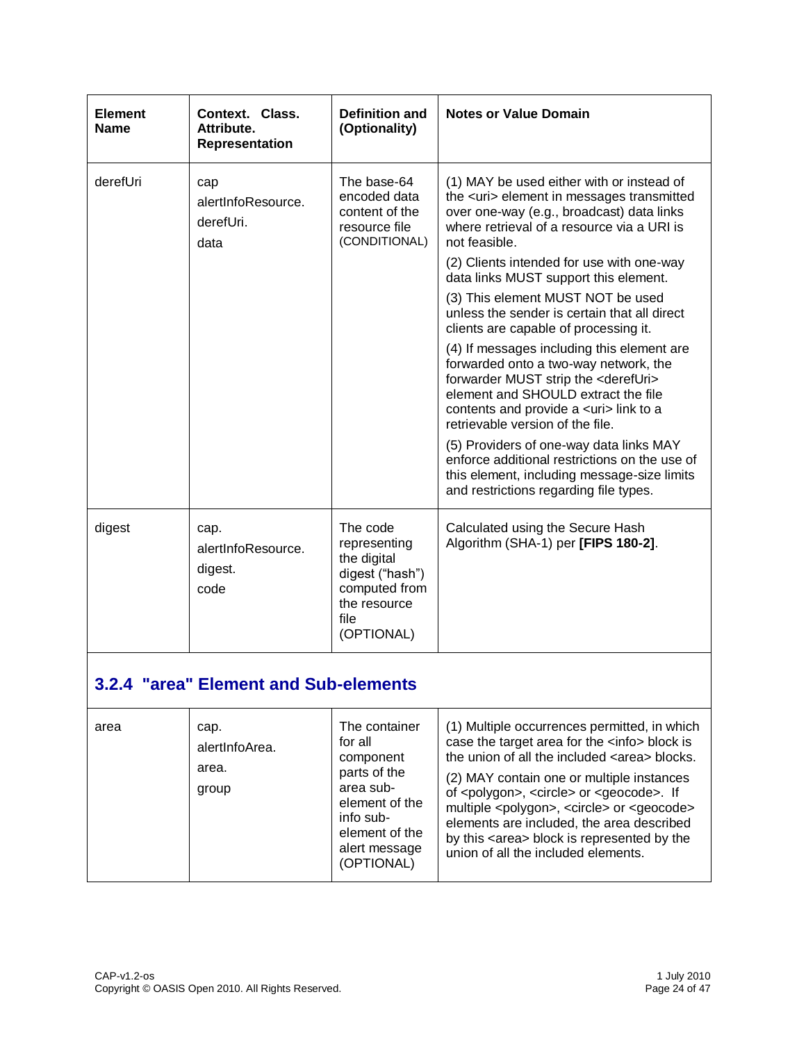| Element Name | Context. Class. Attribute. Representation | Definition and (Optionality) | Notes or Value Domain |
|---|---|---|---|
| derefUri | cap alertInfoResource. derefUri. data | The base-64 encoded data content of the resource file (CONDITIONAL) | (1) MAY be used either with or instead of the <uri> element in messages transmitted over one-way (e.g., broadcast) data links where retrieval of a resource via a URI is not feasible.<br>(2) Clients intended for use with one-way data links MUST support this element.<br>(3) This element MUST NOT be used unless the sender is certain that all direct clients are capable of processing it.<br>(4) If messages including this element are forwarded onto a two-way network, the forwarder MUST strip the <derefUri> element and SHOULD extract the file contents and provide a <uri> link to a retrievable version of the file.<br>(5) Providers of one-way data links MAY enforce additional restrictions on the use of this element, including message-size limits and restrictions regarding file types. |
| digest | cap. alertInfoResource. digest. code | The code representing the digital digest ("hash") computed from the resource file (OPTIONAL) | Calculated using the Secure Hash Algorithm (SHA-1) per **[FIPS 180-2]**. |

### 3.2.4 "area" Element and Sub-elements

| Element Name | Context. Class. Attribute. Representation | Definition and (Optionality) | Notes or Value Domain |
|---|---|---|---|
| area | cap. alertInfoArea. area. group | The container for all component parts of the area sub-element of the info sub-element of the alert message (OPTIONAL) | (1) Multiple occurrences permitted, in which case the target area for the <info> block is the union of all the included <area> blocks.<br>(2) MAY contain one or multiple instances of <polygon>, <circle> or <geocode>. If multiple <polygon>, <circle> or <geocode> elements are included, the area described by this <area> block is represented by the union of all the included elements. |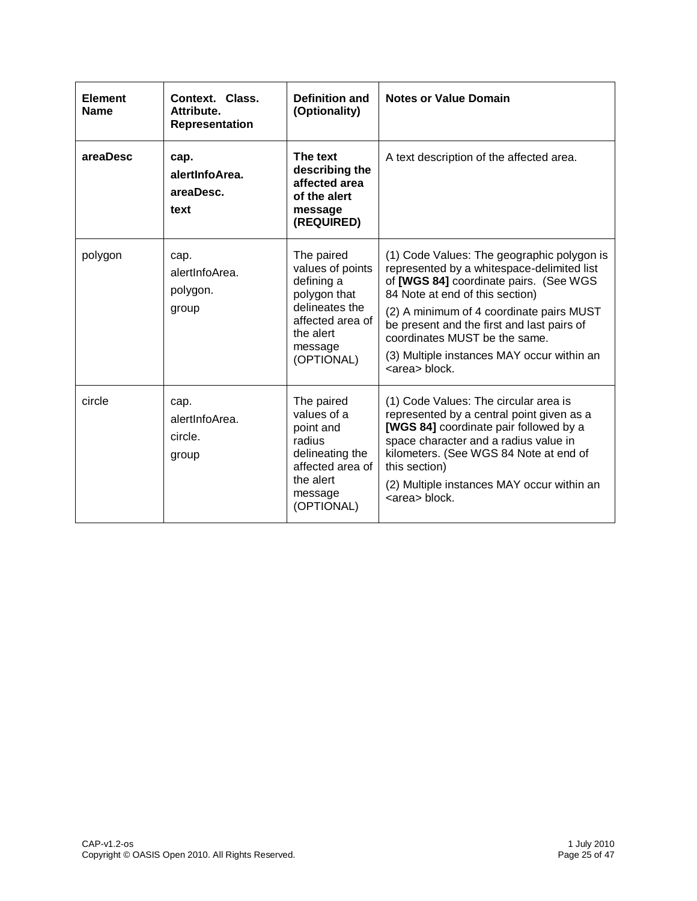| Element Name | Context. Class. Attribute. Representation | Definition and (Optionality) | Notes or Value Domain |
|---|---|---|---|
| **areaDesc** | **cap. alertInfoArea. areaDesc. text** | **The text describing the affected area of the alert message (REQUIRED)** | A text description of the affected area. |
| polygon | cap. alertInfoArea. polygon. group | The paired values of points defining a polygon that delineates the affected area of the alert message (OPTIONAL) | (1) Code Values: The geographic polygon is represented by a whitespace-delimited list of **[WGS 84]** coordinate pairs. (See WGS 84 Note at end of this section)<br>(2) A minimum of 4 coordinate pairs MUST be present and the first and last pairs of coordinates MUST be the same.<br>(3) Multiple instances MAY occur within an <area> block. |
| circle | cap. alertInfoArea. circle. group | The paired values of a point and radius delineating the affected area of the alert message (OPTIONAL) | (1) Code Values: The circular area is represented by a central point given as a **[WGS 84]** coordinate pair followed by a space character and a radius value in kilometers. (See WGS 84 Note at end of this section)<br>(2) Multiple instances MAY occur within an <area> block. |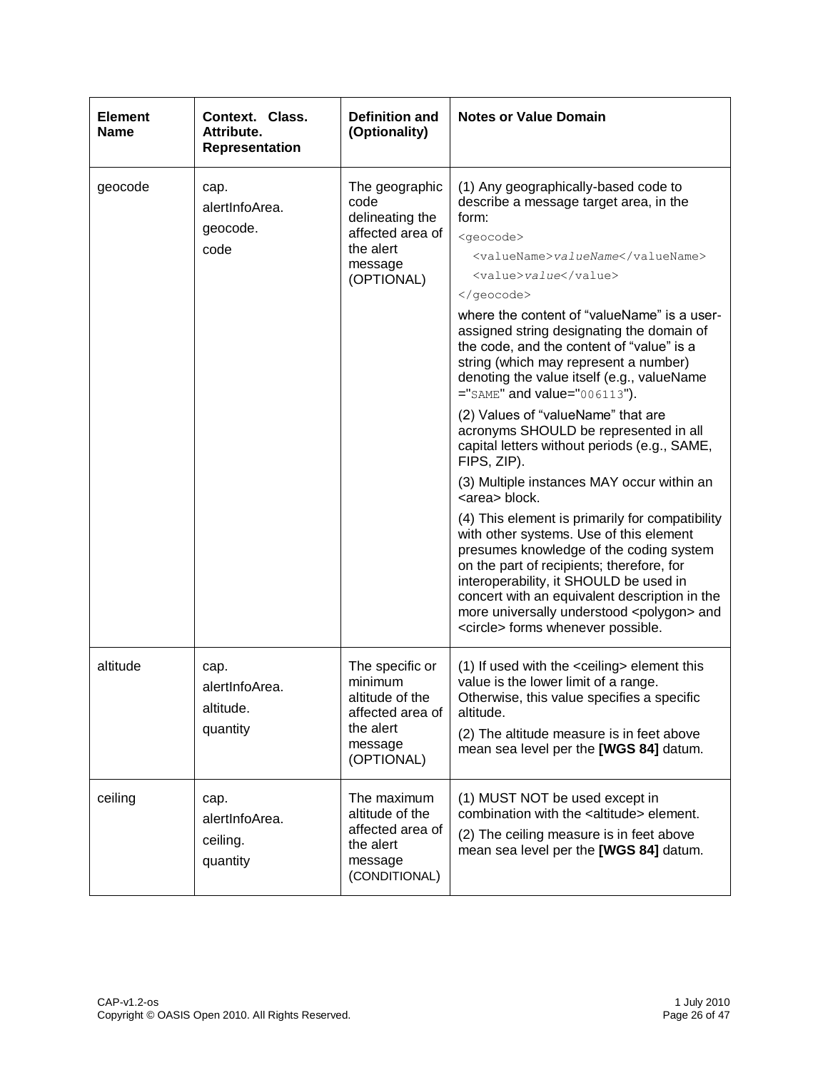| **Element Name** | **Context. Class. Attribute. Representation** | **Definition and (Optionality)** | **Notes or Value Domain** |
|---|---|---|---|
| geocode | cap.<br>alertInfoArea.<br>geocode.<br>code | The geographic code delineating the affected area of the alert message (OPTIONAL) | (1) Any geographically-based code to describe a message target area, in the form:<br>`<geocode>`<br>`<valueName>valueName</valueName>`<br>`<value>value</value>`<br>`</geocode>`<br>where the content of "valueName" is a user-assigned string designating the domain of the code, and the content of "value" is a string (which may represent a number) denoting the value itself (e.g., valueName ="`SAME`" and value="`006113`").<br>(2) Values of "valueName" that are acronyms SHOULD be represented in all capital letters without periods (e.g., SAME, FIPS, ZIP).<br>(3) Multiple instances MAY occur within an <area> block.<br>(4) This element is primarily for compatibility with other systems. Use of this element presumes knowledge of the coding system on the part of recipients; therefore, for interoperability, it SHOULD be used in concert with an equivalent description in the more universally understood <polygon> and <circle> forms whenever possible. |
| altitude | cap.<br>alertInfoArea.<br>altitude.<br>quantity | The specific or minimum altitude of the affected area of the alert message (OPTIONAL) | (1) If used with the <ceiling> element this value is the lower limit of a range. Otherwise, this value specifies a specific altitude.<br>(2) The altitude measure is in feet above mean sea level per the **[WGS 84]** datum. |
| ceiling | cap.<br>alertInfoArea.<br>ceiling.<br>quantity | The maximum altitude of the affected area of the alert message (CONDITIONAL) | (1) MUST NOT be used except in combination with the <altitude> element.<br>(2) The ceiling measure is in feet above mean sea level per the **[WGS 84]** datum. |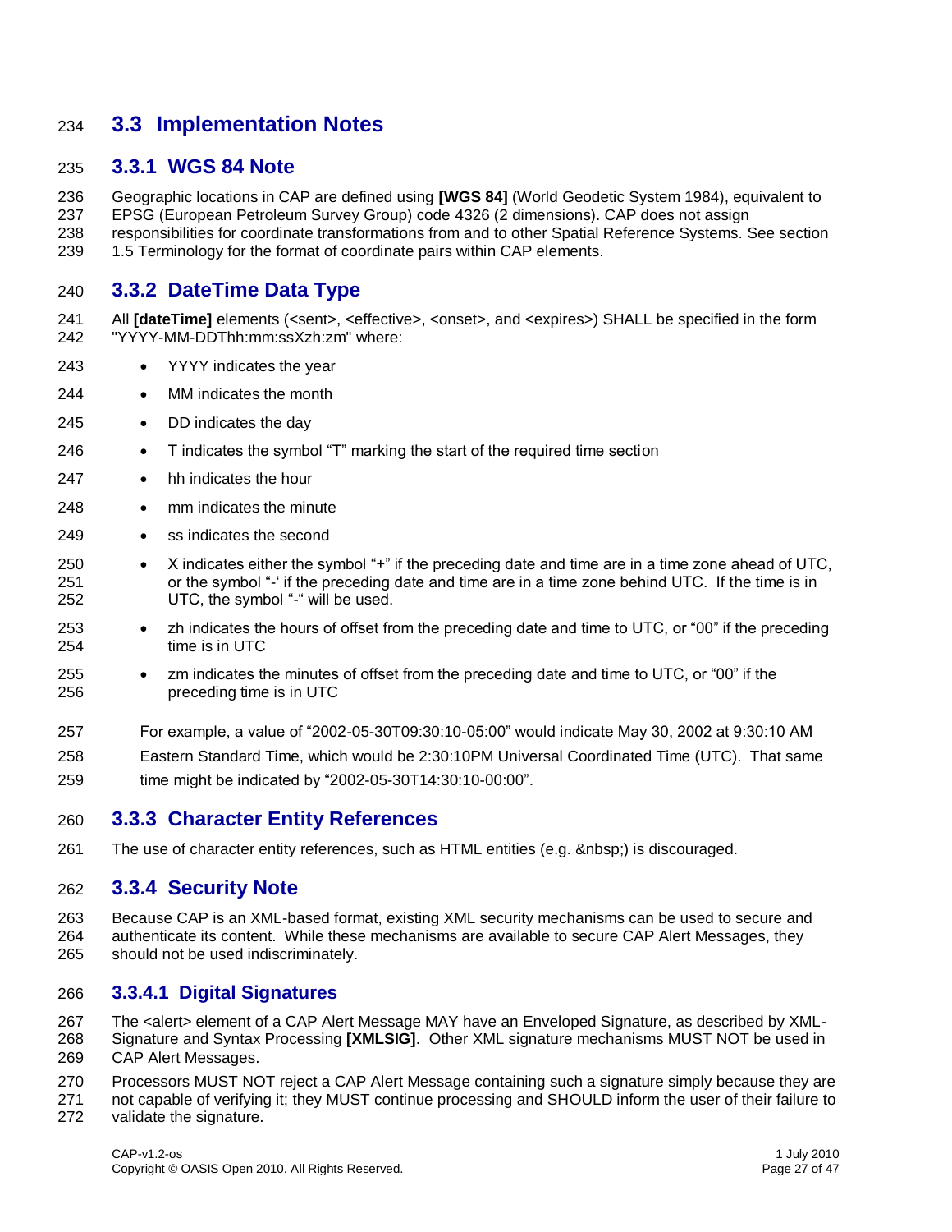## 3.3 Implementation Notes

### 3.3.1 WGS 84 Note

Geographic locations in CAP are defined using **[WGS 84]** (World Geodetic System 1984), equivalent to EPSG (European Petroleum Survey Group) code 4326 (2 dimensions). CAP does not assign responsibilities for coordinate transformations from and to other Spatial Reference Systems. See section 1.5 Terminology for the format of coordinate pairs within CAP elements.

### 3.3.2 DateTime Data Type

All **[dateTime]** elements (<sent>, <effective>, <onset>, and <expires>) SHALL be specified in the form "YYYY-MM-DDThh:mm:ssXzh:zm" where:

- YYYY indicates the year
- MM indicates the month
- DD indicates the day
- T indicates the symbol "T" marking the start of the required time section
- hh indicates the hour
- mm indicates the minute
- ss indicates the second
- X indicates either the symbol "+" if the preceding date and time are in a time zone ahead of UTC, or the symbol "-' if the preceding date and time are in a time zone behind UTC. If the time is in UTC, the symbol "-" will be used.
- zh indicates the hours of offset from the preceding date and time to UTC, or "00" if the preceding time is in UTC
- zm indicates the minutes of offset from the preceding date and time to UTC, or "00" if the preceding time is in UTC

For example, a value of "2002-05-30T09:30:10-05:00" would indicate May 30, 2002 at 9:30:10 AM Eastern Standard Time, which would be 2:30:10PM Universal Coordinated Time (UTC). That same time might be indicated by "2002-05-30T14:30:10-00:00".

### 3.3.3 Character Entity References

The use of character entity references, such as HTML entities (e.g. &nbsp;) is discouraged.

### 3.3.4 Security Note

Because CAP is an XML-based format, existing XML security mechanisms can be used to secure and authenticate its content. While these mechanisms are available to secure CAP Alert Messages, they should not be used indiscriminately.

#### 3.3.4.1 Digital Signatures

The <alert> element of a CAP Alert Message MAY have an Enveloped Signature, as described by XML-Signature and Syntax Processing **[XMLSIG]**. Other XML signature mechanisms MUST NOT be used in CAP Alert Messages.

Processors MUST NOT reject a CAP Alert Message containing such a signature simply because they are not capable of verifying it; they MUST continue processing and SHOULD inform the user of their failure to validate the signature.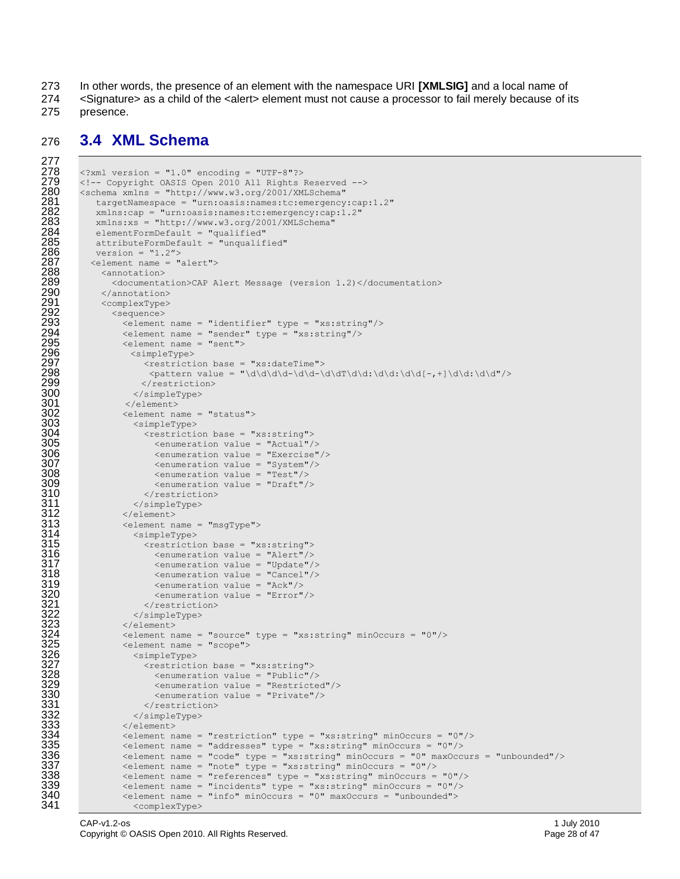In other words, the presence of an element with the namespace URI **[XMLSIG]** and a local name of <Signature> as a child of the <alert> element must not cause a processor to fail merely because of its presence.

## 3.4 XML Schema

```
<?xml version = "1.0" encoding = "UTF-8"?>
<!-- Copyright OASIS Open 2010 All Rights Reserved -->
<schema xmlns = "http://www.w3.org/2001/XMLSchema"
   targetNamespace = "urn:oasis:names:tc:emergency:cap:1.2"
   xmlns:cap = "urn:oasis:names:tc:emergency:cap:1.2"
   xmlns:xs = "http://www.w3.org/2001/XMLSchema"
   elementFormDefault = "qualified"
   attributeFormDefault = "unqualified"
   version = "1.2">
  <element name = "alert">
    <annotation>
      <documentation>CAP Alert Message (version 1.2)</documentation>
    </annotation>
    <complexType>
      <sequence>
        <element name = "identifier" type = "xs:string"/>
        <element name = "sender" type = "xs:string"/>
        <element name = "sent">
          <simpleType>
            <restriction base = "xs:dateTime">
             <pattern value = "\d\d\d\d-\d\d-\d\dT\d\d:\d\d:\d\d[-,+]\d\d:\d\d"/>
            </restriction>
          </simpleType>
        </element>
        <element name = "status">
          <simpleType>
            <restriction base = "xs:string">
              <enumeration value = "Actual"/>
              <enumeration value = "Exercise"/>
              <enumeration value = "System"/>
              <enumeration value = "Test"/>
              <enumeration value = "Draft"/>
            </restriction>
          </simpleType>
        </element>
        <element name = "msgType">
          <simpleType>
            <restriction base = "xs:string">
              <enumeration value = "Alert"/>
              <enumeration value = "Update"/>
              <enumeration value = "Cancel"/>
              <enumeration value = "Ack"/>
              <enumeration value = "Error"/>
            </restriction>
          </simpleType>
        </element>
        <element name = "source" type = "xs:string" minOccurs = "0"/>
        <element name = "scope">
          <simpleType>
            <restriction base = "xs:string">
              <enumeration value = "Public"/>
              <enumeration value = "Restricted"/>
              <enumeration value = "Private"/>
            </restriction>
          </simpleType>
        </element>
        <element name = "restriction" type = "xs:string" minOccurs = "0"/>
        <element name = "addresses" type = "xs:string" minOccurs = "0"/>
        <element name = "code" type = "xs:string" minOccurs = "0" maxOccurs = "unbounded"/>
        <element name = "note" type = "xs:string" minOccurs = "0"/>
        <element name = "references" type = "xs:string" minOccurs = "0"/>
        <element name = "incidents" type = "xs:string" minOccurs = "0"/>
        <element name = "info" minOccurs = "0" maxOccurs = "unbounded">
          <complexType>
```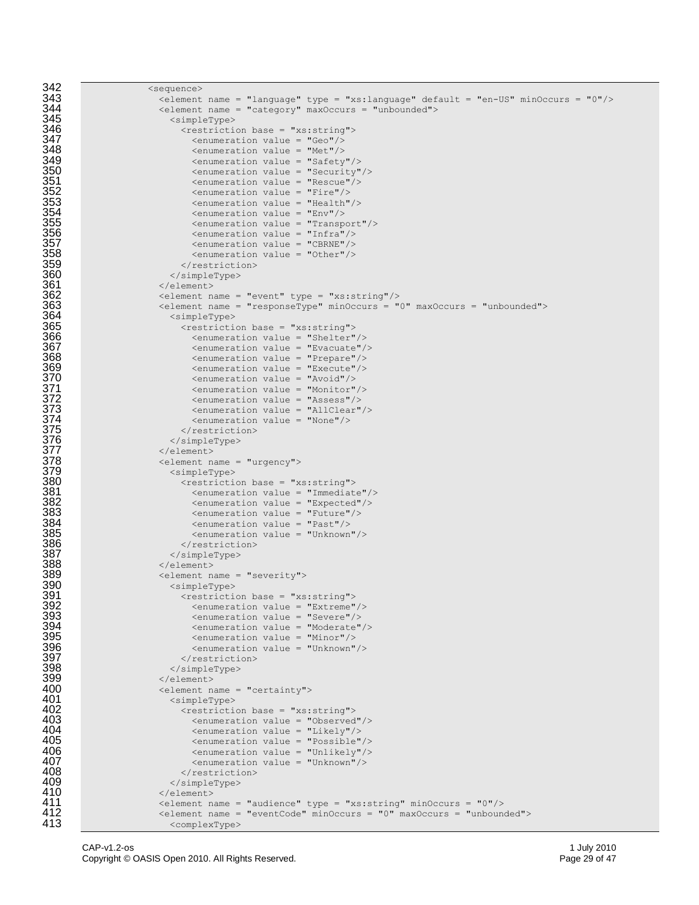```
342             <sequence>
343               <element name = "language" type = "xs:language" default = "en-US" minOccurs = "0"/>
344               <element name = "category" maxOccurs = "unbounded">
345                 <simpleType>
346                   <restriction base = "xs:string">
347                     <enumeration value = "Geo"/>
348                     <enumeration value = "Met"/>
349                     <enumeration value = "Safety"/>
350                     <enumeration value = "Security"/>
351                     <enumeration value = "Rescue"/>
352                     <enumeration value = "Fire"/>
353                     <enumeration value = "Health"/>
354                     <enumeration value = "Env"/>
355                     <enumeration value = "Transport"/>
356                     <enumeration value = "Infra"/>
357                     <enumeration value = "CBRNE"/>
358                     <enumeration value = "Other"/>
359                   </restriction>
360                 </simpleType>
361               </element>
362               <element name = "event" type = "xs:string"/>
363               <element name = "responseType" minOccurs = "0" maxOccurs = "unbounded">
364                 <simpleType>
365                   <restriction base = "xs:string">
366                     <enumeration value = "Shelter"/>
367                     <enumeration value = "Evacuate"/>
368                     <enumeration value = "Prepare"/>
369                     <enumeration value = "Execute"/>
370                     <enumeration value = "Avoid"/>
371                     <enumeration value = "Monitor"/>
372                     <enumeration value = "Assess"/>
373                     <enumeration value = "AllClear"/>
374                     <enumeration value = "None"/>
375                   </restriction>
376                 </simpleType>
377               </element>
378               <element name = "urgency">
379                 <simpleType>
380                   <restriction base = "xs:string">
381                     <enumeration value = "Immediate"/>
382                     <enumeration value = "Expected"/>
383                     <enumeration value = "Future"/>
384                     <enumeration value = "Past"/>
385                     <enumeration value = "Unknown"/>
386                   </restriction>
387                 </simpleType>
388               </element>
389               <element name = "severity">
390                 <simpleType>
391                   <restriction base = "xs:string">
392                     <enumeration value = "Extreme"/>
393                     <enumeration value = "Severe"/>
394                     <enumeration value = "Moderate"/>
395                     <enumeration value = "Minor"/>
396                     <enumeration value = "Unknown"/>
397                   </restriction>
398                 </simpleType>
399               </element>
400               <element name = "certainty">
401                 <simpleType>
402                   <restriction base = "xs:string">
403                     <enumeration value = "Observed"/>
404                     <enumeration value = "Likely"/>
405                     <enumeration value = "Possible"/>
406                     <enumeration value = "Unlikely"/>
407                     <enumeration value = "Unknown"/>
408                   </restriction>
409                 </simpleType>
410               </element>
411               <element name = "audience" type = "xs:string" minOccurs = "0"/>
412               <element name = "eventCode" minOccurs = "0" maxOccurs = "unbounded">
413                 <complexType>
```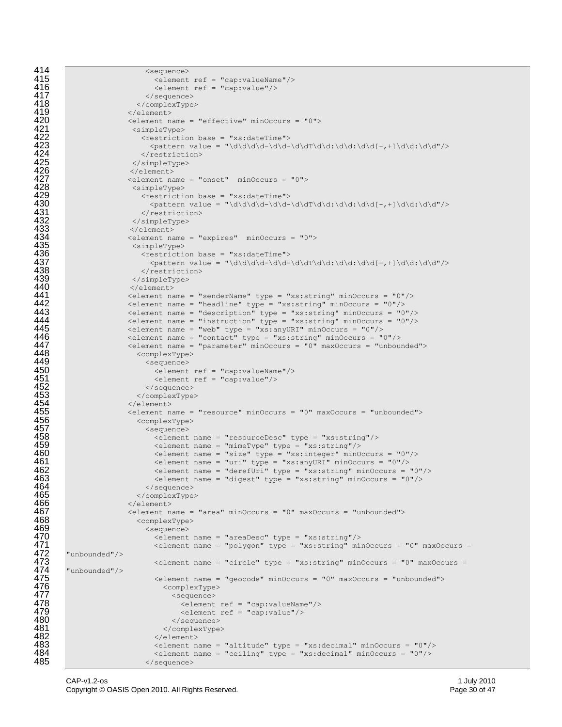```
414                   <sequence>
415                     <element ref = "cap:valueName"/>
416                     <element ref = "cap:value"/>
417                   </sequence>
418                 </complexType>
419               </element>
420               <element name = "effective" minOccurs = "0">
421                <simpleType>
422                  <restriction base = "xs:dateTime">
423                    <pattern value = "\d\d\d\d-\d\d-\d\dT\d\d:\d\d:\d\d[-,+]\d\d:\d\d"/>
424                  </restriction>
425                </simpleType>
426               </element>
427               <element name = "onset"  minOccurs = "0">
428                <simpleType>
429                  <restriction base = "xs:dateTime">
430                    <pattern value = "\d\d\d\d-\d\d-\d\dT\d\d:\d\d:\d\d[-,+]\d\d:\d\d"/>
431                  </restriction>
432                </simpleType>
433               </element>
434               <element name = "expires"  minOccurs = "0">
435                <simpleType>
436                  <restriction base = "xs:dateTime">
437                    <pattern value = "\d\d\d\d-\d\d-\d\dT\d\d:\d\d:\d\d[-,+]\d\d:\d\d"/>
438                  </restriction>
439                </simpleType>
440               </element>
441               <element name = "senderName" type = "xs:string" minOccurs = "0"/>
442               <element name = "headline" type = "xs:string" minOccurs = "0"/>
443               <element name = "description" type = "xs:string" minOccurs = "0"/>
444               <element name = "instruction" type = "xs:string" minOccurs = "0"/>
445               <element name = "web" type = "xs:anyURI" minOccurs = "0"/>
446               <element name = "contact" type = "xs:string" minOccurs = "0"/>
447               <element name = "parameter" minOccurs = "0" maxOccurs = "unbounded">
448                 <complexType>
449                   <sequence>
450                     <element ref = "cap:valueName"/>
451                     <element ref = "cap:value"/>
452                   </sequence>
453                 </complexType>
454               </element>
455               <element name = "resource" minOccurs = "0" maxOccurs = "unbounded">
456                 <complexType>
457                   <sequence>
458                     <element name = "resourceDesc" type = "xs:string"/>
459                     <element name = "mimeType" type = "xs:string"/>
460                     <element name = "size" type = "xs:integer" minOccurs = "0"/>
461                     <element name = "uri" type = "xs:anyURI" minOccurs = "0"/>
462                     <element name = "derefUri" type = "xs:string" minOccurs = "0"/>
463                     <element name = "digest" type = "xs:string" minOccurs = "0"/>
464                   </sequence>
465                 </complexType>
466               </element>
467               <element name = "area" minOccurs = "0" maxOccurs = "unbounded">
468                 <complexType>
469                   <sequence>
470                     <element name = "areaDesc" type = "xs:string"/>
471                     <element name = "polygon" type = "xs:string" minOccurs = "0" maxOccurs =
472   "unbounded"/>
473                     <element name = "circle" type = "xs:string" minOccurs = "0" maxOccurs =
474   "unbounded"/>
475                     <element name = "geocode" minOccurs = "0" maxOccurs = "unbounded">
476                       <complexType>
477                         <sequence>
478                           <element ref = "cap:valueName"/>
479                           <element ref = "cap:value"/>
480                         </sequence>
481                       </complexType>
482                     </element>
483                     <element name = "altitude" type = "xs:decimal" minOccurs = "0"/>
484                     <element name = "ceiling" type = "xs:decimal" minOccurs = "0"/>
485                   </sequence>
```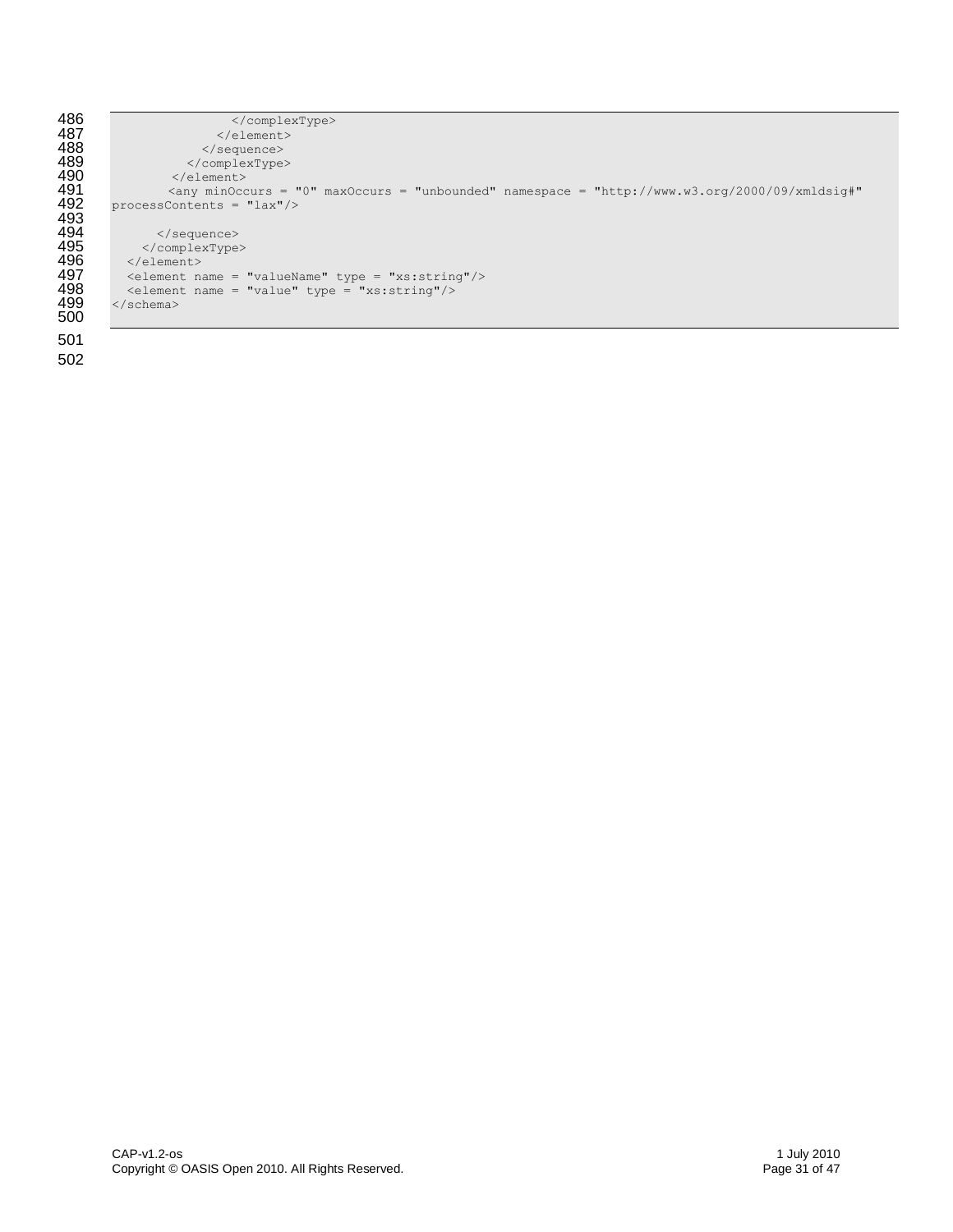```
                </complexType>
              </element>
            </sequence>
          </complexType>
        </element>
        <any minOccurs = "0" maxOccurs = "unbounded" namespace = "http://www.w3.org/2000/09/xmldsig#"
processContents = "lax"/>

      </sequence>
    </complexType>
  </element>
  <element name = "valueName" type = "xs:string"/>
  <element name = "value" type = "xs:string"/>
</schema>
```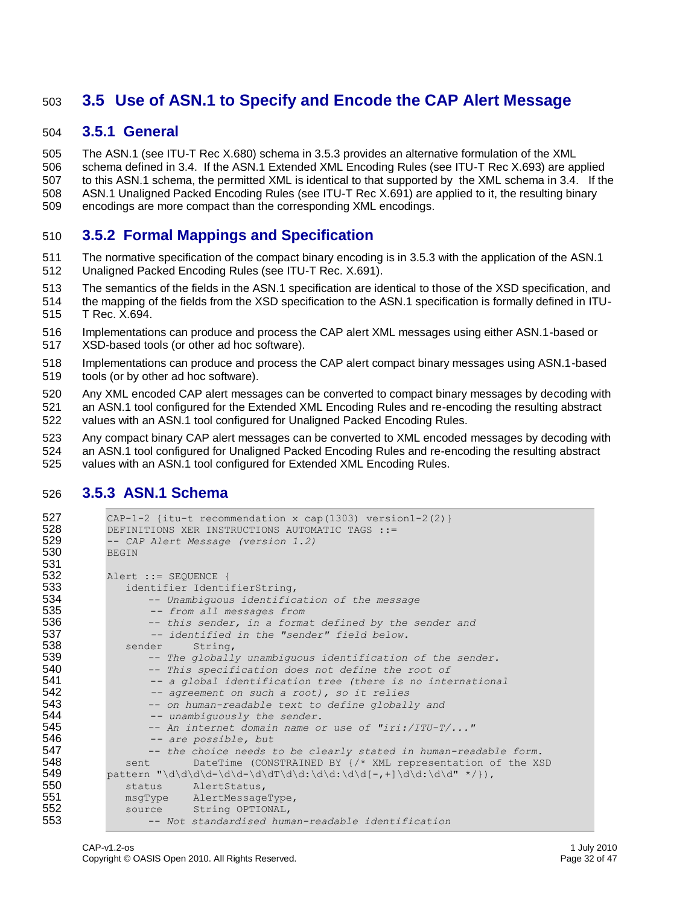## 3.5 Use of ASN.1 to Specify and Encode the CAP Alert Message

### 3.5.1 General

The ASN.1 (see ITU-T Rec X.680) schema in 3.5.3 provides an alternative formulation of the XML schema defined in 3.4. If the ASN.1 Extended XML Encoding Rules (see ITU-T Rec X.693) are applied to this ASN.1 schema, the permitted XML is identical to that supported by the XML schema in 3.4. If the ASN.1 Unaligned Packed Encoding Rules (see ITU-T Rec X.691) are applied to it, the resulting binary encodings are more compact than the corresponding XML encodings.

### 3.5.2 Formal Mappings and Specification

The normative specification of the compact binary encoding is in 3.5.3 with the application of the ASN.1 Unaligned Packed Encoding Rules (see ITU-T Rec. X.691).

The semantics of the fields in the ASN.1 specification are identical to those of the XSD specification, and the mapping of the fields from the XSD specification to the ASN.1 specification is formally defined in ITU-T Rec. X.694.

Implementations can produce and process the CAP alert XML messages using either ASN.1-based or XSD-based tools (or other ad hoc software).

Implementations can produce and process the CAP alert compact binary messages using ASN.1-based tools (or by other ad hoc software).

Any XML encoded CAP alert messages can be converted to compact binary messages by decoding with an ASN.1 tool configured for the Extended XML Encoding Rules and re-encoding the resulting abstract values with an ASN.1 tool configured for Unaligned Packed Encoding Rules.

Any compact binary CAP alert messages can be converted to XML encoded messages by decoding with an ASN.1 tool configured for Unaligned Packed Encoding Rules and re-encoding the resulting abstract values with an ASN.1 tool configured for Extended XML Encoding Rules.

### 3.5.3 ASN.1 Schema

```
CAP-1-2 {itu-t recommendation x cap(1303) version1-2(2)}
DEFINITIONS XER INSTRUCTIONS AUTOMATIC TAGS ::=
-- CAP Alert Message (version 1.2)
BEGIN

Alert ::= SEQUENCE {
   identifier IdentifierString,
       -- Unambiguous identification of the message
       -- from all messages from
       -- this sender, in a format defined by the sender and
       -- identified in the "sender" field below.
   sender     String,
       -- The globally unambiguous identification of the sender.
       -- This specification does not define the root of
       -- a global identification tree (there is no international
       -- agreement on such a root), so it relies
       -- on human-readable text to define globally and
       -- unambiguously the sender.
       -- An internet domain name or use of "iri:/ITU-T/..."
       -- are possible, but
       -- the choice needs to be clearly stated in human-readable form.
   sent       DateTime (CONSTRAINED BY {/* XML representation of the XSD
pattern "\d\d\d\d-\d\d-\d\dT\d\d:\d\d:\d\d[-,+]\d\d:\d\d" */}),
   status     AlertStatus,
   msgType    AlertMessageType,
   source     String OPTIONAL,
       -- Not standardised human-readable identification
```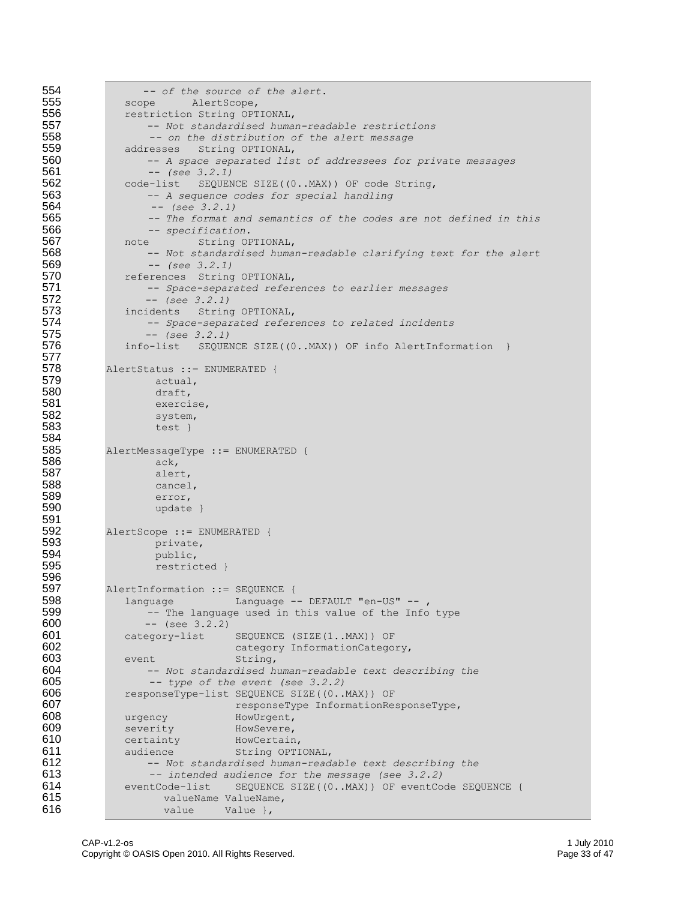```
        -- of the source of the alert.
    scope      AlertScope,
    restriction String OPTIONAL,
        -- Not standardised human-readable restrictions
        -- on the distribution of the alert message
    addresses   String OPTIONAL,
        -- A space separated list of addressees for private messages
        -- (see 3.2.1)
    code-list   SEQUENCE SIZE((0..MAX)) OF code String,
        -- A sequence codes for special handling
        -- (see 3.2.1)
        -- The format and semantics of the codes are not defined in this
        -- specification.
    note        String OPTIONAL,
        -- Not standardised human-readable clarifying text for the alert
        -- (see 3.2.1)
    references  String OPTIONAL,
        -- Space-separated references to earlier messages
        -- (see 3.2.1)
    incidents   String OPTIONAL,
        -- Space-separated references to related incidents
        -- (see 3.2.1)
    info-list   SEQUENCE SIZE((0..MAX)) OF info AlertInformation  }

AlertStatus ::= ENUMERATED {
        actual,
        draft,
        exercise,
        system,
        test }

AlertMessageType ::= ENUMERATED {
        ack,
        alert,
        cancel,
        error,
        update }

AlertScope ::= ENUMERATED {
        private,
        public,
        restricted }

AlertInformation ::= SEQUENCE {
    language          Language -- DEFAULT "en-US" -- ,
        -- The language used in this value of the Info type
        -- (see 3.2.2)
    category-list     SEQUENCE (SIZE(1..MAX)) OF
                      category InformationCategory,
    event             String,
        -- Not standardised human-readable text describing the
        -- type of the event (see 3.2.2)
    responseType-list SEQUENCE SIZE((0..MAX)) OF
                      responseType InformationResponseType,
    urgency           HowUrgent,
    severity          HowSevere,
    certainty         HowCertain,
    audience          String OPTIONAL,
        -- Not standardised human-readable text describing the
        -- intended audience for the message (see 3.2.2)
    eventCode-list    SEQUENCE SIZE((0..MAX)) OF eventCode SEQUENCE {
           valueName ValueName,
           value     Value },
```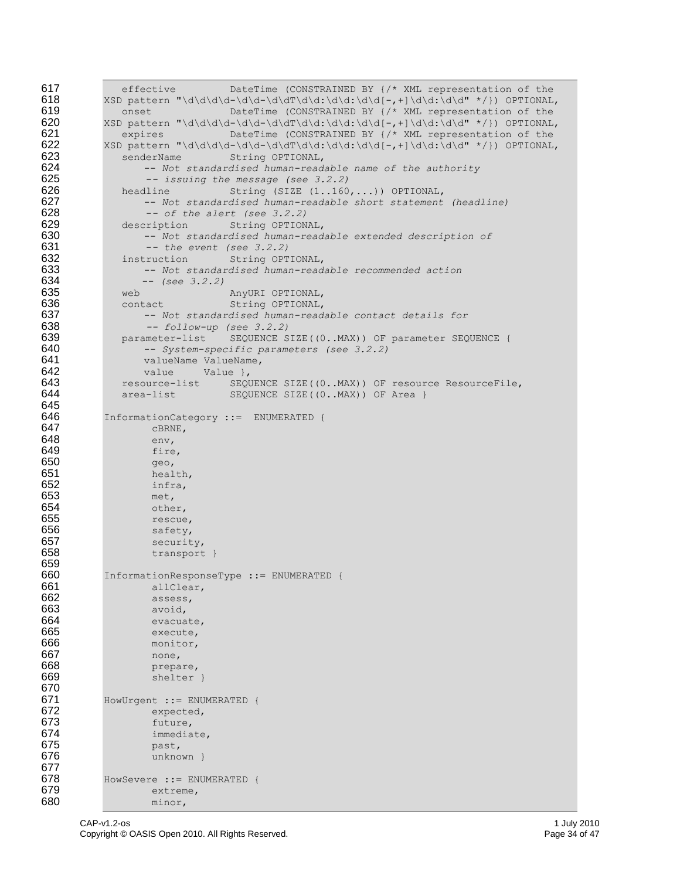```
   effective         DateTime (CONSTRAINED BY {/* XML representation of the
XSD pattern "\d\d\d\d-\d\d-\d\dT\d\d:\d\d:\d\d[-,+]\d\d:\d\d" */}) OPTIONAL,
   onset             DateTime (CONSTRAINED BY {/* XML representation of the
XSD pattern "\d\d\d\d-\d\d-\d\dT\d\d:\d\d:\d\d[-,+]\d\d:\d\d" */}) OPTIONAL,
   expires           DateTime (CONSTRAINED BY {/* XML representation of the
XSD pattern "\d\d\d\d-\d\d-\d\dT\d\d:\d\d:\d\d[-,+]\d\d:\d\d" */}) OPTIONAL,
   senderName        String OPTIONAL,
       -- Not standardised human-readable name of the authority
       -- issuing the message (see 3.2.2)
   headline          String (SIZE (1..160,...)) OPTIONAL,
       -- Not standardised human-readable short statement (headline)
       -- of the alert (see 3.2.2)
   description       String OPTIONAL,
       -- Not standardised human-readable extended description of
       -- the event (see 3.2.2)
   instruction       String OPTIONAL,
       -- Not standardised human-readable recommended action
       -- (see 3.2.2)
   web               AnyURI OPTIONAL,
   contact           String OPTIONAL,
       -- Not standardised human-readable contact details for
       -- follow-up (see 3.2.2)
   parameter-list    SEQUENCE SIZE((0..MAX)) OF parameter SEQUENCE {
       -- System-specific parameters (see 3.2.2)
       valueName ValueName,
       value     Value },
   resource-list     SEQUENCE SIZE((0..MAX)) OF resource ResourceFile,
   area-list         SEQUENCE SIZE((0..MAX)) OF Area }

InformationCategory ::=  ENUMERATED {
        cBRNE,
        env,
        fire,
        geo,
        health,
        infra,
        met,
        other,
        rescue,
        safety,
        security,
        transport }

InformationResponseType ::= ENUMERATED {
        allClear,
        assess,
        avoid,
        evacuate,
        execute,
        monitor,
        none,
        prepare,
        shelter }

HowUrgent ::= ENUMERATED {
        expected,
        future,
        immediate,
        past,
        unknown }

HowSevere ::= ENUMERATED {
        extreme,
        minor,
```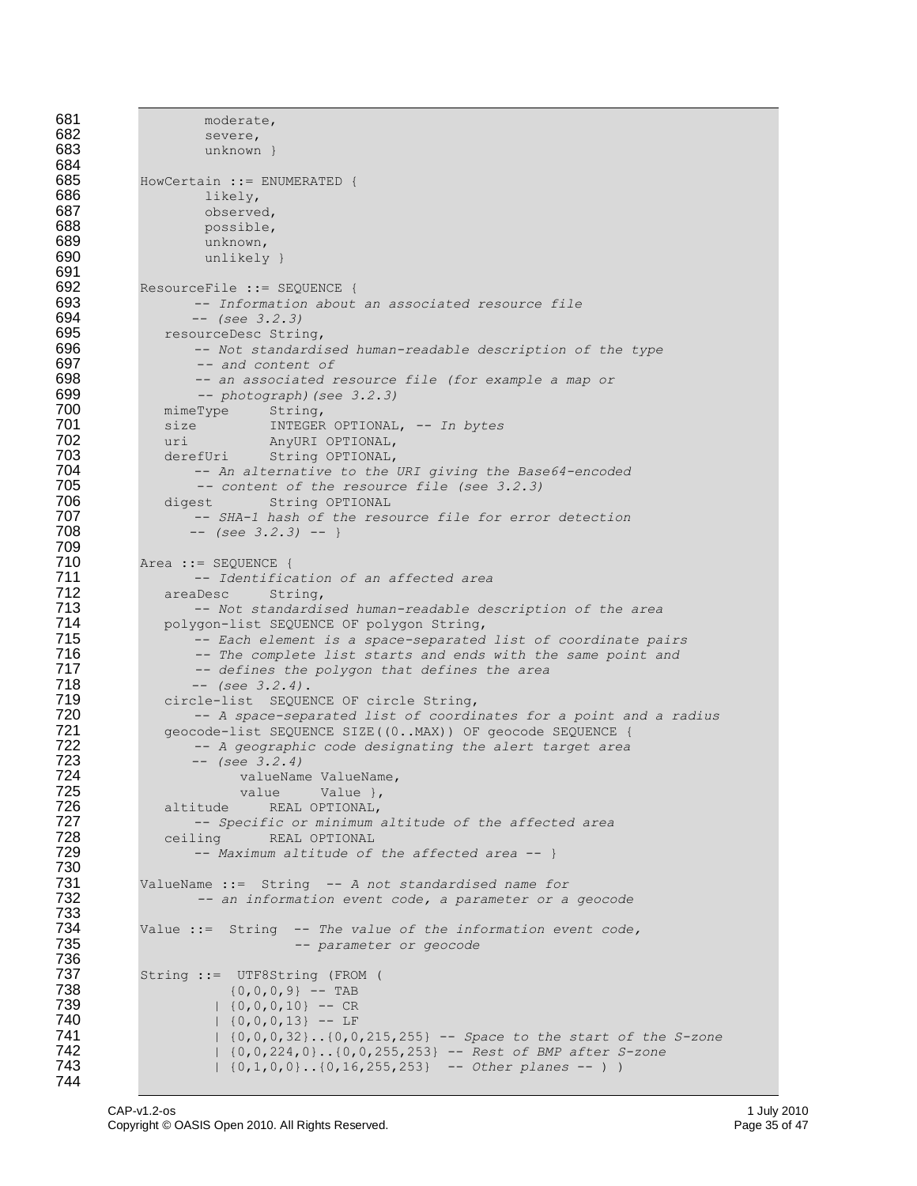```
681             moderate,
682             severe,
683             unknown }
684
685     HowCertain ::= ENUMERATED {
686             likely,
687             observed,
688             possible,
689             unknown,
690             unlikely }
691
692     ResourceFile ::= SEQUENCE {
693           -- Information about an associated resource file
694           -- (see 3.2.3)
695         resourceDesc String,
696           -- Not standardised human-readable description of the type
697           -- and content of
698           -- an associated resource file (for example a map or
699           -- photograph)(see 3.2.3)
700         mimeType     String,
701         size         INTEGER OPTIONAL, -- In bytes
702         uri          AnyURI OPTIONAL,
703         derefUri     String OPTIONAL,
704           -- An alternative to the URI giving the Base64-encoded
705           -- content of the resource file (see 3.2.3)
706         digest       String OPTIONAL
707           -- SHA-1 hash of the resource file for error detection
708           -- (see 3.2.3) -- }
709
710     Area ::= SEQUENCE {
711           -- Identification of an affected area
712         areaDesc     String,
713           -- Not standardised human-readable description of the area
714         polygon-list SEQUENCE OF polygon String,
715           -- Each element is a space-separated list of coordinate pairs
716           -- The complete list starts and ends with the same point and
717           -- defines the polygon that defines the area
718           -- (see 3.2.4).
719         circle-list  SEQUENCE OF circle String,
720           -- A space-separated list of coordinates for a point and a radius
721         geocode-list SEQUENCE SIZE((0..MAX)) OF geocode SEQUENCE {
722           -- A geographic code designating the alert target area
723           -- (see 3.2.4)
724               valueName ValueName,
725               value     Value },
726         altitude     REAL OPTIONAL,
727           -- Specific or minimum altitude of the affected area
728         ceiling      REAL OPTIONAL
729           -- Maximum altitude of the affected area -- }
730
731     ValueName ::=  String  -- A not standardised name for
732            -- an information event code, a parameter or a geocode
733
734     Value ::=  String  -- The value of the information event code,
735                        -- parameter or geocode
736
737     String ::=  UTF8String (FROM (
738                {0,0,0,9} -- TAB
739              | {0,0,0,10} -- CR
740              | {0,0,0,13} -- LF
741              | {0,0,0,32}..{0,0,215,255} -- Space to the start of the S-zone
742              | {0,0,224,0}..{0,0,255,253} -- Rest of BMP after S-zone
743              | {0,1,0,0}..{0,16,255,253}  -- Other planes -- ) )
744
```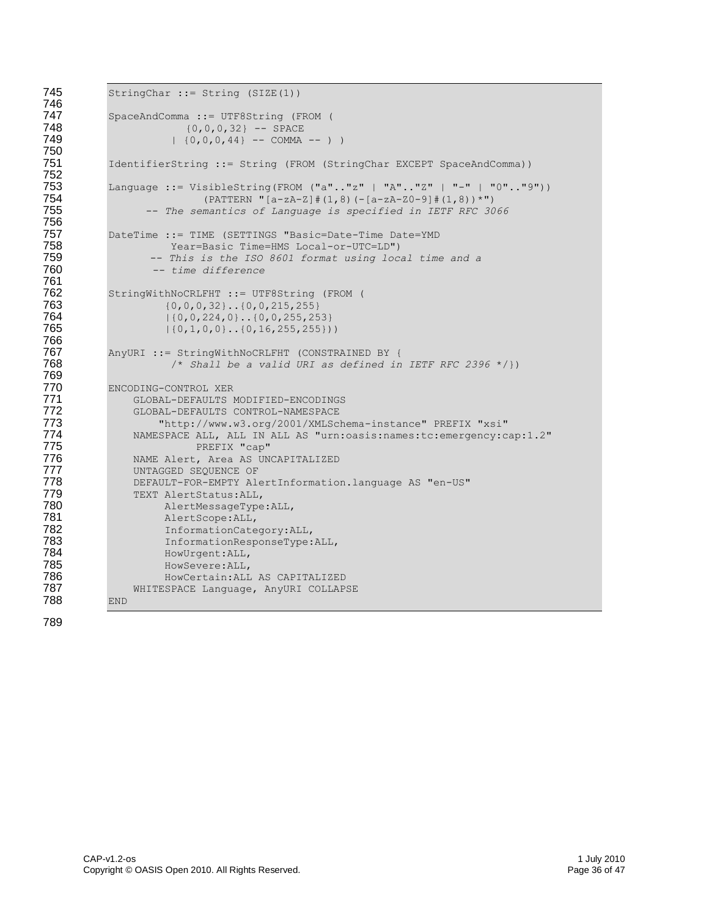```
StringChar ::= String (SIZE(1))

SpaceAndComma ::= UTF8String (FROM (
            {0,0,0,32} -- SPACE
          | {0,0,0,44} -- COMMA -- ) )

IdentifierString ::= String (FROM (StringChar EXCEPT SpaceAndComma))

Language ::= VisibleString(FROM ("a".."z" | "A".."Z" | "-" | "0".."9"))
               (PATTERN "[a-zA-Z]#(1,8)(-[a-zA-Z0-9]#(1,8))*")
      -- The semantics of Language is specified in IETF RFC 3066

DateTime ::= TIME (SETTINGS "Basic=Date-Time Date=YMD
          Year=Basic Time=HMS Local-or-UTC=LD")
       -- This is the ISO 8601 format using local time and a
        -- time difference

StringWithNoCRLFHT ::= UTF8String (FROM (
         {0,0,0,32}..{0,0,215,255}
         |{0,0,224,0}..{0,0,255,253}
         |{0,1,0,0}..{0,16,255,255}))

AnyURI ::= StringWithNoCRLFHT (CONSTRAINED BY {
          /* Shall be a valid URI as defined in IETF RFC 2396 */})

ENCODING-CONTROL XER
    GLOBAL-DEFAULTS MODIFIED-ENCODINGS
    GLOBAL-DEFAULTS CONTROL-NAMESPACE
        "http://www.w3.org/2001/XMLSchema-instance" PREFIX "xsi"
    NAMESPACE ALL, ALL IN ALL AS "urn:oasis:names:tc:emergency:cap:1.2"
              PREFIX "cap"
    NAME Alert, Area AS UNCAPITALIZED
    UNTAGGED SEQUENCE OF
    DEFAULT-FOR-EMPTY AlertInformation.language AS "en-US"
    TEXT AlertStatus:ALL,
         AlertMessageType:ALL,
         AlertScope:ALL,
         InformationCategory:ALL,
         InformationResponseType:ALL,
         HowUrgent:ALL,
         HowSevere:ALL,
         HowCertain:ALL AS CAPITALIZED
    WHITESPACE Language, AnyURI COLLAPSE
END
```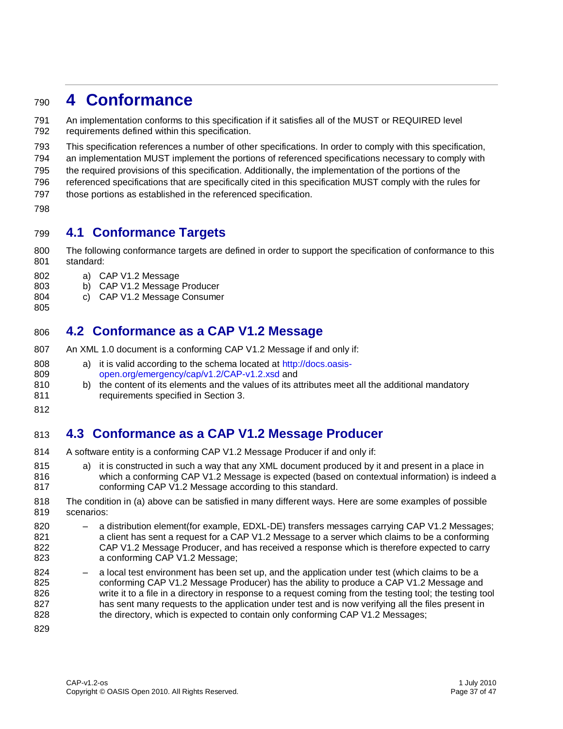# 4 Conformance

An implementation conforms to this specification if it satisfies all of the MUST or REQUIRED level requirements defined within this specification.

This specification references a number of other specifications. In order to comply with this specification, an implementation MUST implement the portions of referenced specifications necessary to comply with the required provisions of this specification. Additionally, the implementation of the portions of the referenced specifications that are specifically cited in this specification MUST comply with the rules for those portions as established in the referenced specification.

## 4.1 Conformance Targets

The following conformance targets are defined in order to support the specification of conformance to this standard:

a) CAP V1.2 Message
b) CAP V1.2 Message Producer
c) CAP V1.2 Message Consumer

## 4.2 Conformance as a CAP V1.2 Message

An XML 1.0 document is a conforming CAP V1.2 Message if and only if:

a) it is valid according to the schema located at http://docs.oasis-open.org/emergency/cap/v1.2/CAP-v1.2.xsd and
b) the content of its elements and the values of its attributes meet all the additional mandatory requirements specified in Section 3.

## 4.3 Conformance as a CAP V1.2 Message Producer

A software entity is a conforming CAP V1.2 Message Producer if and only if:

a) it is constructed in such a way that any XML document produced by it and present in a place in which a conforming CAP V1.2 Message is expected (based on contextual information) is indeed a conforming CAP V1.2 Message according to this standard.

The condition in (a) above can be satisfied in many different ways. Here are some examples of possible scenarios:

– a distribution element(for example, EDXL-DE) transfers messages carrying CAP V1.2 Messages; a client has sent a request for a CAP V1.2 Message to a server which claims to be a conforming CAP V1.2 Message Producer, and has received a response which is therefore expected to carry a conforming CAP V1.2 Message;

– a local test environment has been set up, and the application under test (which claims to be a conforming CAP V1.2 Message Producer) has the ability to produce a CAP V1.2 Message and write it to a file in a directory in response to a request coming from the testing tool; the testing tool has sent many requests to the application under test and is now verifying all the files present in the directory, which is expected to contain only conforming CAP V1.2 Messages;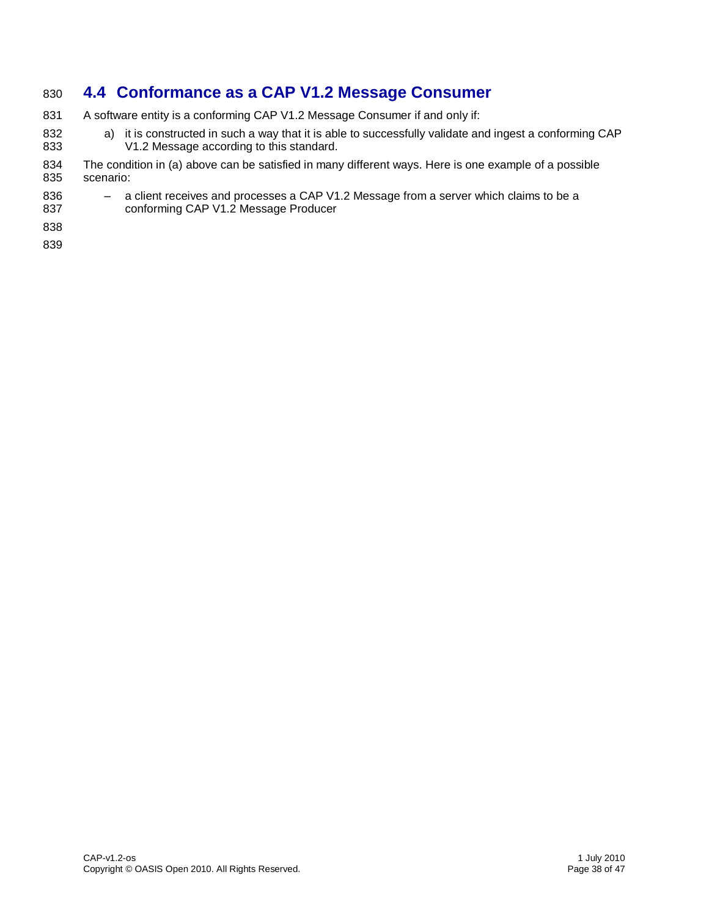## 4.4 Conformance as a CAP V1.2 Message Consumer

A software entity is a conforming CAP V1.2 Message Consumer if and only if:

a) it is constructed in such a way that it is able to successfully validate and ingest a conforming CAP V1.2 Message according to this standard.

The condition in (a) above can be satisfied in many different ways. Here is one example of a possible scenario:

– a client receives and processes a CAP V1.2 Message from a server which claims to be a conforming CAP V1.2 Message Producer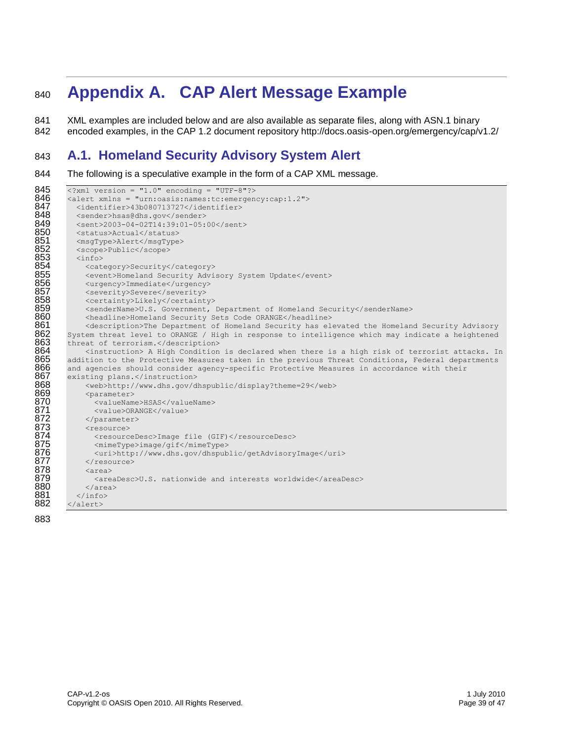# Appendix A. CAP Alert Message Example

XML examples are included below and are also available as separate files, along with ASN.1 binary encoded examples, in the CAP 1.2 document repository http://docs.oasis-open.org/emergency/cap/v1.2/

## A.1. Homeland Security Advisory System Alert

The following is a speculative example in the form of a CAP XML message.

```
<?xml version = "1.0" encoding = "UTF-8"?>
<alert xmlns = "urn:oasis:names:tc:emergency:cap:1.2">
  <identifier>43b080713727</identifier>
  <sender>hsas@dhs.gov</sender>
  <sent>2003-04-02T14:39:01-05:00</sent>
  <status>Actual</status>
  <msgType>Alert</msgType>
  <scope>Public</scope>
  <info>
    <category>Security</category>
    <event>Homeland Security Advisory System Update</event>
    <urgency>Immediate</urgency>
    <severity>Severe</severity>
    <certainty>Likely</certainty>
    <senderName>U.S. Government, Department of Homeland Security</senderName>
    <headline>Homeland Security Sets Code ORANGE</headline>
    <description>The Department of Homeland Security has elevated the Homeland Security Advisory
System threat level to ORANGE / High in response to intelligence which may indicate a heightened
threat of terrorism.</description>
    <instruction> A High Condition is declared when there is a high risk of terrorist attacks. In
addition to the Protective Measures taken in the previous Threat Conditions, Federal departments
and agencies should consider agency-specific Protective Measures in accordance with their
existing plans.</instruction>
    <web>http://www.dhs.gov/dhspublic/display?theme=29</web>
    <parameter>
      <valueName>HSAS</valueName>
      <value>ORANGE</value>
    </parameter>
    <resource>
      <resourceDesc>Image file (GIF)</resourceDesc>
      <mimeType>image/gif</mimeType>
      <uri>http://www.dhs.gov/dhspublic/getAdvisoryImage</uri>
    </resource>
    <area>
      <areaDesc>U.S. nationwide and interests worldwide</areaDesc>
    </area>
  </info>
</alert>
```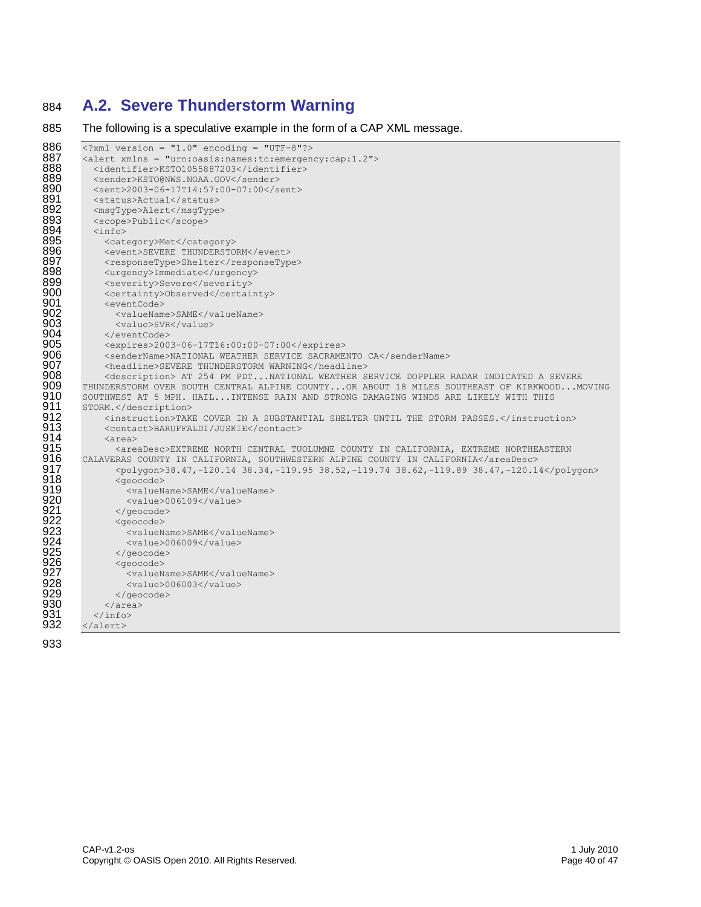## A.2. Severe Thunderstorm Warning

The following is a speculative example in the form of a CAP XML message.

```
<?xml version = "1.0" encoding = "UTF-8"?>
<alert xmlns = "urn:oasis:names:tc:emergency:cap:1.2">
  <identifier>KSTO1055887203</identifier>
  <sender>KSTO@NWS.NOAA.GOV</sender>
  <sent>2003-06-17T14:57:00-07:00</sent>
  <status>Actual</status>
  <msgType>Alert</msgType>
  <scope>Public</scope>
  <info>
    <category>Met</category>
    <event>SEVERE THUNDERSTORM</event>
    <responseType>Shelter</responseType>
    <urgency>Immediate</urgency>
    <severity>Severe</severity>
    <certainty>Observed</certainty>
    <eventCode>
      <valueName>SAME</valueName>
      <value>SVR</value>
    </eventCode>
    <expires>2003-06-17T16:00:00-07:00</expires>
    <senderName>NATIONAL WEATHER SERVICE SACRAMENTO CA</senderName>
    <headline>SEVERE THUNDERSTORM WARNING</headline>
    <description> AT 254 PM PDT...NATIONAL WEATHER SERVICE DOPPLER RADAR INDICATED A SEVERE 
THUNDERSTORM OVER SOUTH CENTRAL ALPINE COUNTY...OR ABOUT 18 MILES SOUTHEAST OF KIRKWOOD...MOVING 
SOUTHWEST AT 5 MPH. HAIL...INTENSE RAIN AND STRONG DAMAGING WINDS ARE LIKELY WITH THIS 
STORM.</description>
    <instruction>TAKE COVER IN A SUBSTANTIAL SHELTER UNTIL THE STORM PASSES.</instruction>
    <contact>BARUFFALDI/JUSKIE</contact>
    <area>
      <areaDesc>EXTREME NORTH CENTRAL TUOLUMNE COUNTY IN CALIFORNIA, EXTREME NORTHEASTERN 
CALAVERAS COUNTY IN CALIFORNIA, SOUTHWESTERN ALPINE COUNTY IN CALIFORNIA</areaDesc>
      <polygon>38.47,-120.14 38.34,-119.95 38.52,-119.74 38.62,-119.89 38.47,-120.14</polygon>
      <geocode>
        <valueName>SAME</valueName>
        <value>006109</value>
      </geocode>
      <geocode>
        <valueName>SAME</valueName>
        <value>006009</value>
      </geocode>
      <geocode>
        <valueName>SAME</valueName>
        <value>006003</value>
      </geocode>
    </area>
  </info>
</alert>
```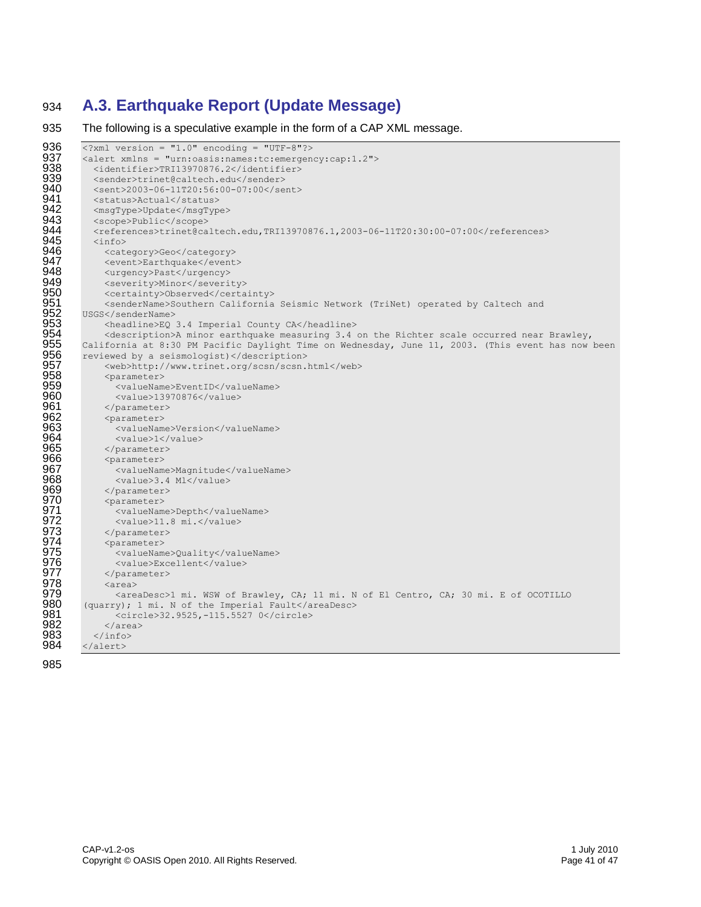## A.3. Earthquake Report (Update Message)

The following is a speculative example in the form of a CAP XML message.

```
<?xml version = "1.0" encoding = "UTF-8"?>
<alert xmlns = "urn:oasis:names:tc:emergency:cap:1.2">
  <identifier>TRI13970876.2</identifier>
  <sender>trinet@caltech.edu</sender>
  <sent>2003-06-11T20:56:00-07:00</sent>
  <status>Actual</status>
  <msgType>Update</msgType>
  <scope>Public</scope>
  <references>trinet@caltech.edu,TRI13970876.1,2003-06-11T20:30:00-07:00</references>
  <info>
    <category>Geo</category>
    <event>Earthquake</event>
    <urgency>Past</urgency>
    <severity>Minor</severity>
    <certainty>Observed</certainty>
    <senderName>Southern California Seismic Network (TriNet) operated by Caltech and 
USGS</senderName>
    <headline>EQ 3.4 Imperial County CA</headline>
    <description>A minor earthquake measuring 3.4 on the Richter scale occurred near Brawley, 
California at 8:30 PM Pacific Daylight Time on Wednesday, June 11, 2003. (This event has now been 
reviewed by a seismologist)</description>
    <web>http://www.trinet.org/scsn/scsn.html</web>
    <parameter>
      <valueName>EventID</valueName>
      <value>13970876</value>
    </parameter>
    <parameter>
      <valueName>Version</valueName>
      <value>1</value>
    </parameter>
    <parameter>
      <valueName>Magnitude</valueName>
      <value>3.4 Ml</value>
    </parameter>
    <parameter>
      <valueName>Depth</valueName>
      <value>11.8 mi.</value>
    </parameter>
    <parameter>
      <valueName>Quality</valueName>
      <value>Excellent</value>
    </parameter>
    <area>
      <areaDesc>1 mi. WSW of Brawley, CA; 11 mi. N of El Centro, CA; 30 mi. E of OCOTILLO 
(quarry); 1 mi. N of the Imperial Fault</areaDesc>
      <circle>32.9525,-115.5527 0</circle>
    </area>
  </info>
</alert>
```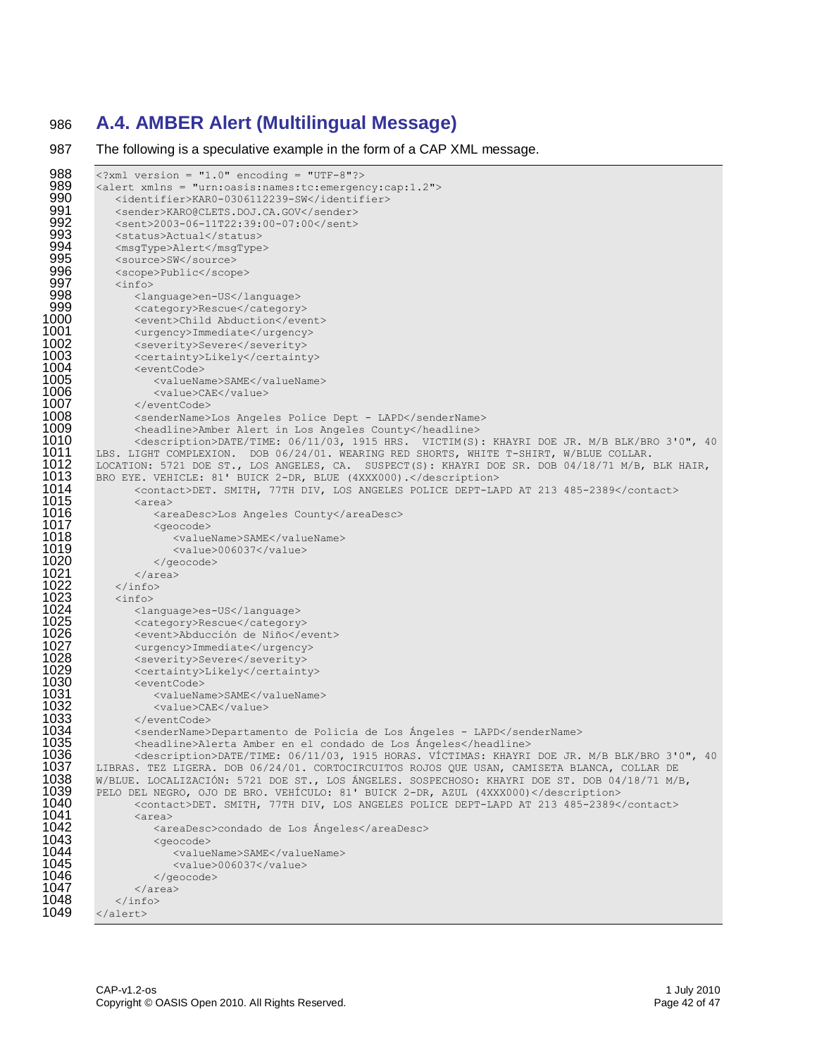## A.4. AMBER Alert (Multilingual Message)

The following is a speculative example in the form of a CAP XML message.

```
<?xml version = "1.0" encoding = "UTF-8"?>
<alert xmlns = "urn:oasis:names:tc:emergency:cap:1.2">
   <identifier>KAR0-0306112239-SW</identifier>
   <sender>KARO@CLETS.DOJ.CA.GOV</sender>
   <sent>2003-06-11T22:39:00-07:00</sent>
   <status>Actual</status>
   <msgType>Alert</msgType>
   <source>SW</source>
   <scope>Public</scope>
   <info>
      <language>en-US</language>
      <category>Rescue</category>
      <event>Child Abduction</event>
      <urgency>Immediate</urgency>
      <severity>Severe</severity>
      <certainty>Likely</certainty>
      <eventCode>
         <valueName>SAME</valueName>
         <value>CAE</value>
      </eventCode>
      <senderName>Los Angeles Police Dept - LAPD</senderName>
      <headline>Amber Alert in Los Angeles County</headline>
      <description>DATE/TIME: 06/11/03, 1915 HRS.  VICTIM(S): KHAYRI DOE JR. M/B BLK/BRO 3'0", 40
LBS. LIGHT COMPLEXION.  DOB 06/24/01. WEARING RED SHORTS, WHITE T-SHIRT, W/BLUE COLLAR.
LOCATION: 5721 DOE ST., LOS ANGELES, CA.  SUSPECT(S): KHAYRI DOE SR. DOB 04/18/71 M/B, BLK HAIR,
BRO EYE. VEHICLE: 81' BUICK 2-DR, BLUE (4XXX000).</description>
      <contact>DET. SMITH, 77TH DIV, LOS ANGELES POLICE DEPT-LAPD AT 213 485-2389</contact>
      <area>
         <areaDesc>Los Angeles County</areaDesc>
         <geocode>
            <valueName>SAME</valueName>
            <value>006037</value>
         </geocode>
      </area>
   </info>
   <info>
      <language>es-US</language>
      <category>Rescue</category>
      <event>Abducción de Niño</event>
      <urgency>Immediate</urgency>
      <severity>Severe</severity>
      <certainty>Likely</certainty>
      <eventCode>
         <valueName>SAME</valueName>
         <value>CAE</value>
      </eventCode>
      <senderName>Departamento de Policía de Los Ángeles - LAPD</senderName>
      <headline>Alerta Amber en el condado de Los Ángeles</headline>
      <description>DATE/TIME: 06/11/03, 1915 HORAS. VÍCTIMAS: KHAYRI DOE JR. M/B BLK/BRO 3'0", 40
LIBRAS. TEZ LIGERA. DOB 06/24/01. CORTOCIRCUITOS ROJOS QUE USAN, CAMISETA BLANCA, COLLAR DE
W/BLUE. LOCALIZACIÓN: 5721 DOE ST., LOS ÁNGELES. SOSPECHOSO: KHAYRI DOE ST. DOB 04/18/71 M/B,
PELO DEL NEGRO, OJO DE BRO. VEHÍCULO: 81' BUICK 2-DR, AZUL (4XXX000)</description>
      <contact>DET. SMITH, 77TH DIV, LOS ANGELES POLICE DEPT-LAPD AT 213 485-2389</contact>
      <area>
         <areaDesc>condado de Los Ángeles</areaDesc>
         <geocode>
            <valueName>SAME</valueName>
            <value>006037</value>
         </geocode>
      </area>
   </info>
</alert>
```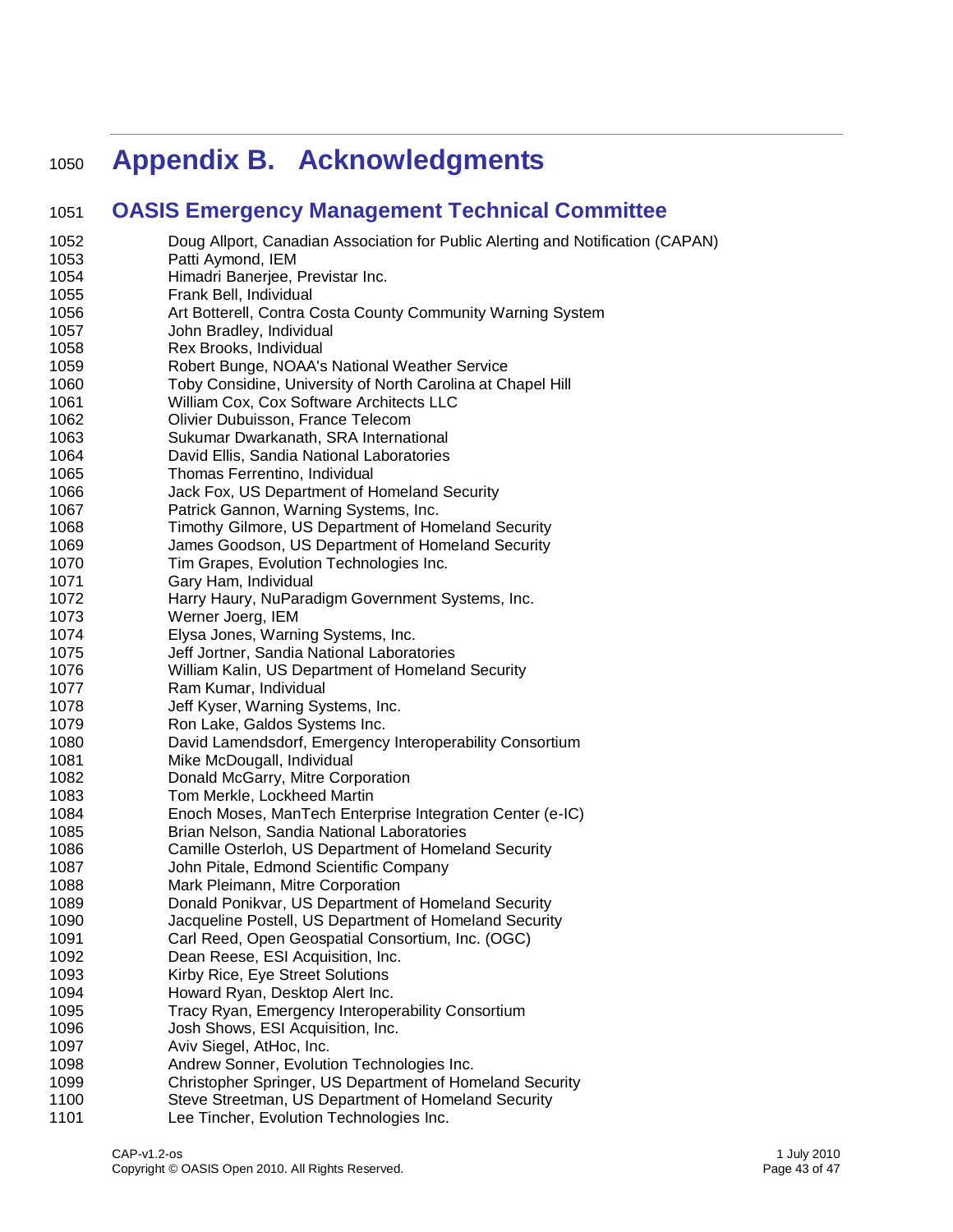# Appendix B. Acknowledgments

## OASIS Emergency Management Technical Committee

Doug Allport, Canadian Association for Public Alerting and Notification (CAPAN)
Patti Aymond, IEM
Himadri Banerjee, Previstar Inc.
Frank Bell, Individual
Art Botterell, Contra Costa County Community Warning System
John Bradley, Individual
Rex Brooks, Individual
Robert Bunge, NOAA's National Weather Service
Toby Considine, University of North Carolina at Chapel Hill
William Cox, Cox Software Architects LLC
Olivier Dubuisson, France Telecom
Sukumar Dwarkanath, SRA International
David Ellis, Sandia National Laboratories
Thomas Ferrentino, Individual
Jack Fox, US Department of Homeland Security
Patrick Gannon, Warning Systems, Inc.
Timothy Gilmore, US Department of Homeland Security
James Goodson, US Department of Homeland Security
Tim Grapes, Evolution Technologies Inc.
Gary Ham, Individual
Harry Haury, NuParadigm Government Systems, Inc.
Werner Joerg, IEM
Elysa Jones, Warning Systems, Inc.
Jeff Jortner, Sandia National Laboratories
William Kalin, US Department of Homeland Security
Ram Kumar, Individual
Jeff Kyser, Warning Systems, Inc.
Ron Lake, Galdos Systems Inc.
David Lamendsdorf, Emergency Interoperability Consortium
Mike McDougall, Individual
Donald McGarry, Mitre Corporation
Tom Merkle, Lockheed Martin
Enoch Moses, ManTech Enterprise Integration Center (e-IC)
Brian Nelson, Sandia National Laboratories
Camille Osterloh, US Department of Homeland Security
John Pitale, Edmond Scientific Company
Mark Pleimann, Mitre Corporation
Donald Ponikvar, US Department of Homeland Security
Jacqueline Postell, US Department of Homeland Security
Carl Reed, Open Geospatial Consortium, Inc. (OGC)
Dean Reese, ESI Acquisition, Inc.
Kirby Rice, Eye Street Solutions
Howard Ryan, Desktop Alert Inc.
Tracy Ryan, Emergency Interoperability Consortium
Josh Shows, ESI Acquisition, Inc.
Aviv Siegel, AtHoc, Inc.
Andrew Sonner, Evolution Technologies Inc.
Christopher Springer, US Department of Homeland Security
Steve Streetman, US Department of Homeland Security
Lee Tincher, Evolution Technologies Inc.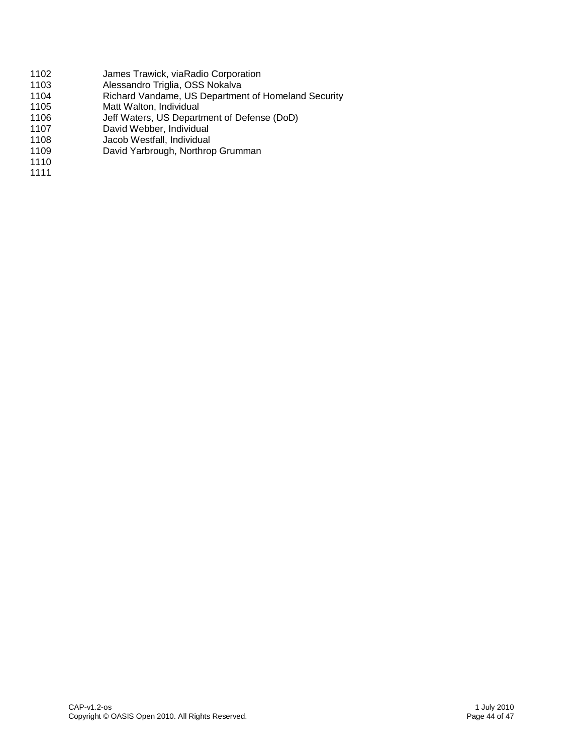James Trawick, viaRadio Corporation
Alessandro Triglia, OSS Nokalva
Richard Vandame, US Department of Homeland Security
Matt Walton, Individual
Jeff Waters, US Department of Defense (DoD)
David Webber, Individual
Jacob Westfall, Individual
David Yarbrough, Northrop Grumman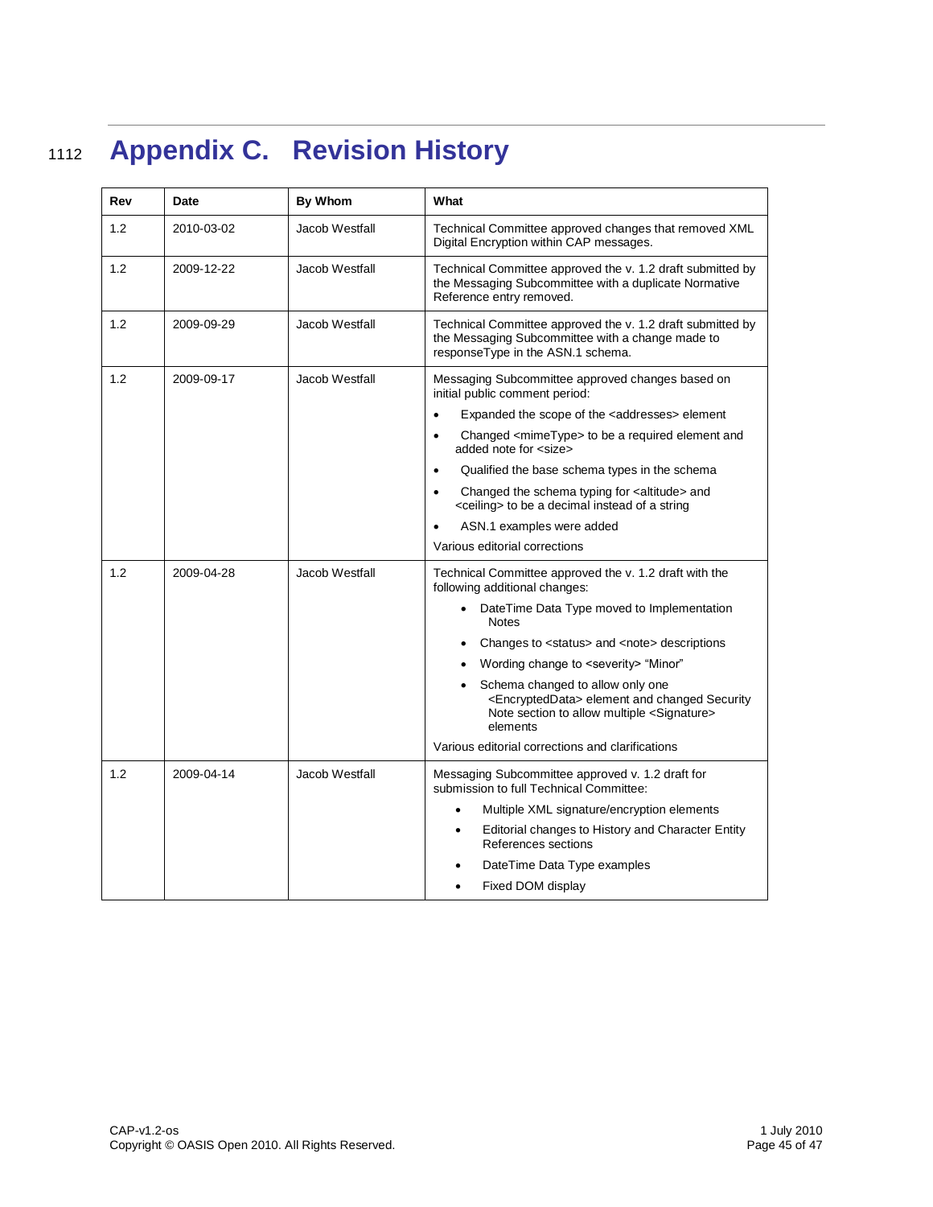# Appendix C. Revision History

| Rev | Date | By Whom | What |
| --- | --- | --- | --- |
| 1.2 | 2010-03-02 | Jacob Westfall | Technical Committee approved changes that removed XML Digital Encryption within CAP messages. |
| 1.2 | 2009-12-22 | Jacob Westfall | Technical Committee approved the v. 1.2 draft submitted by the Messaging Subcommittee with a duplicate Normative Reference entry removed. |
| 1.2 | 2009-09-29 | Jacob Westfall | Technical Committee approved the v. 1.2 draft submitted by the Messaging Subcommittee with a change made to responseType in the ASN.1 schema. |
| 1.2 | 2009-09-17 | Jacob Westfall | Messaging Subcommittee approved changes based on initial public comment period:<br>• Expanded the scope of the <addresses> element<br>• Changed <mimeType> to be a required element and added note for <size><br>• Qualified the base schema types in the schema<br>• Changed the schema typing for <altitude> and <ceiling> to be a decimal instead of a string<br>• ASN.1 examples were added<br>Various editorial corrections |
| 1.2 | 2009-04-28 | Jacob Westfall | Technical Committee approved the v. 1.2 draft with the following additional changes:<br>• DateTime Data Type moved to Implementation Notes<br>• Changes to <status> and <note> descriptions<br>• Wording change to <severity> "Minor"<br>• Schema changed to allow only one <EncryptedData> element and changed Security Note section to allow multiple <Signature> elements<br>Various editorial corrections and clarifications |
| 1.2 | 2009-04-14 | Jacob Westfall | Messaging Subcommittee approved v. 1.2 draft for submission to full Technical Committee:<br>• Multiple XML signature/encryption elements<br>• Editorial changes to History and Character Entity References sections<br>• DateTime Data Type examples<br>• Fixed DOM display |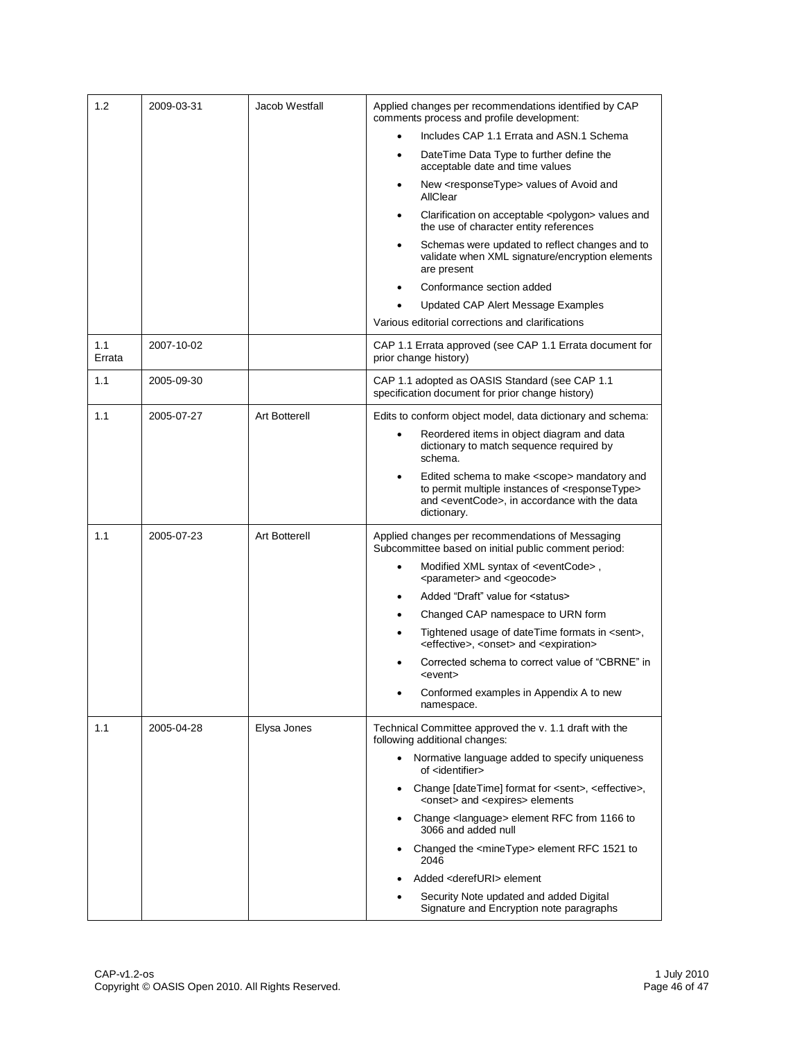| | | | |
|---|---|---|---|
| 1.2 | 2009-03-31 | Jacob Westfall | Applied changes per recommendations identified by CAP comments process and profile development:<br>• Includes CAP 1.1 Errata and ASN.1 Schema<br>• DateTime Data Type to further define the acceptable date and time values<br>• New <responseType> values of Avoid and AllClear<br>• Clarification on acceptable <polygon> values and the use of character entity references<br>• Schemas were updated to reflect changes and to validate when XML signature/encryption elements are present<br>• Conformance section added<br>• Updated CAP Alert Message Examples<br>Various editorial corrections and clarifications |
| 1.1 Errata | 2007-10-02 | | CAP 1.1 Errata approved (see CAP 1.1 Errata document for prior change history) |
| 1.1 | 2005-09-30 | | CAP 1.1 adopted as OASIS Standard (see CAP 1.1 specification document for prior change history) |
| 1.1 | 2005-07-27 | Art Botterell | Edits to conform object model, data dictionary and schema:<br>• Reordered items in object diagram and data dictionary to match sequence required by schema.<br>• Edited schema to make <scope> mandatory and to permit multiple instances of <responseType> and <eventCode>, in accordance with the data dictionary. |
| 1.1 | 2005-07-23 | Art Botterell | Applied changes per recommendations of Messaging Subcommittee based on initial public comment period:<br>• Modified XML syntax of <eventCode> , <parameter> and <geocode><br>• Added "Draft" value for <status><br>• Changed CAP namespace to URN form<br>• Tightened usage of dateTime formats in <sent>, <effective>, <onset> and <expiration><br>• Corrected schema to correct value of "CBRNE" in <event><br>• Conformed examples in Appendix A to new namespace. |
| 1.1 | 2005-04-28 | Elysa Jones | Technical Committee approved the v. 1.1 draft with the following additional changes:<br>• Normative language added to specify uniqueness of <identifier><br>• Change [dateTime] format for <sent>, <effective>, <onset> and <expires> elements<br>• Change <language> element RFC from 1166 to 3066 and added null<br>• Changed the <mineType> element RFC 1521 to 2046<br>• Added <derefURI> element<br>• Security Note updated and added Digital Signature and Encryption note paragraphs |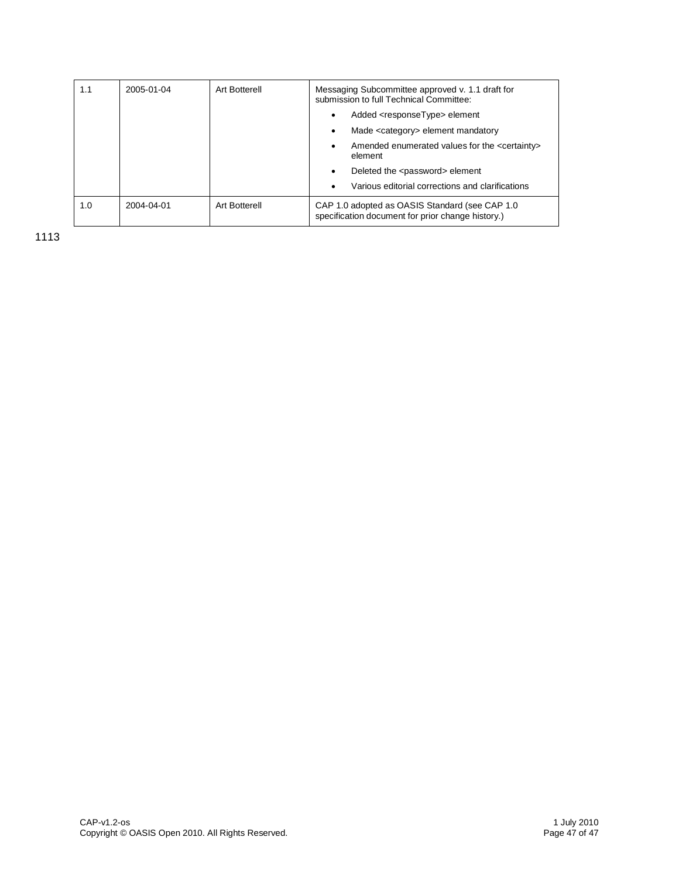| | | | |
|---|---|---|---|
| 1.1 | 2005-01-04 | Art Botterell | Messaging Subcommittee approved v. 1.1 draft for submission to full Technical Committee:<br>• Added <responseType> element<br>• Made <category> element mandatory<br>• Amended enumerated values for the <certainty> element<br>• Deleted the <password> element<br>• Various editorial corrections and clarifications |
| 1.0 | 2004-04-01 | Art Botterell | CAP 1.0 adopted as OASIS Standard (see CAP 1.0 specification document for prior change history.) |

1113